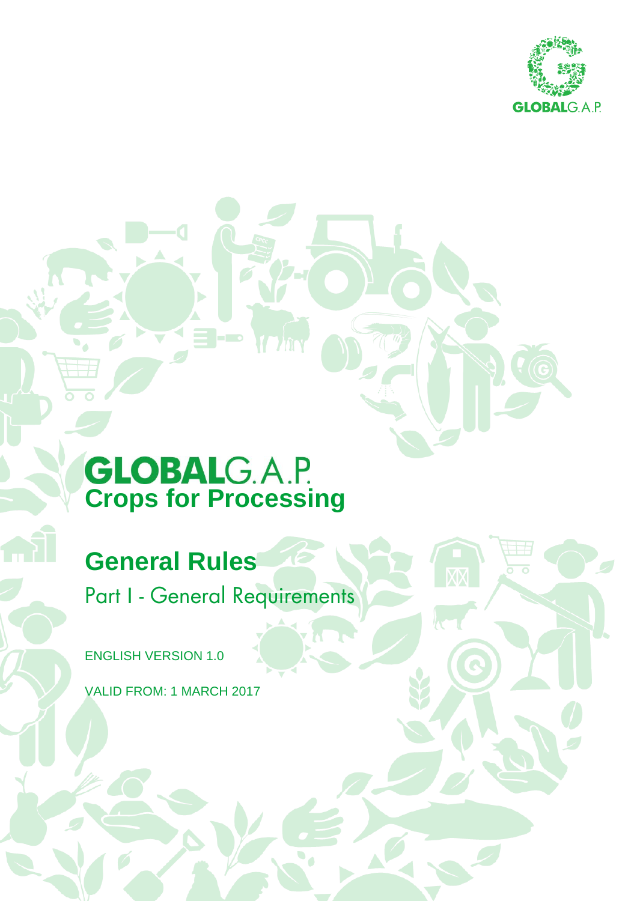# GLOBALG.A.P.

## Crops for Processing

## General Rules

Part I - General Requirements

ENGLISH VERSION 1.0

VALID FROM: 1 MARCH 2017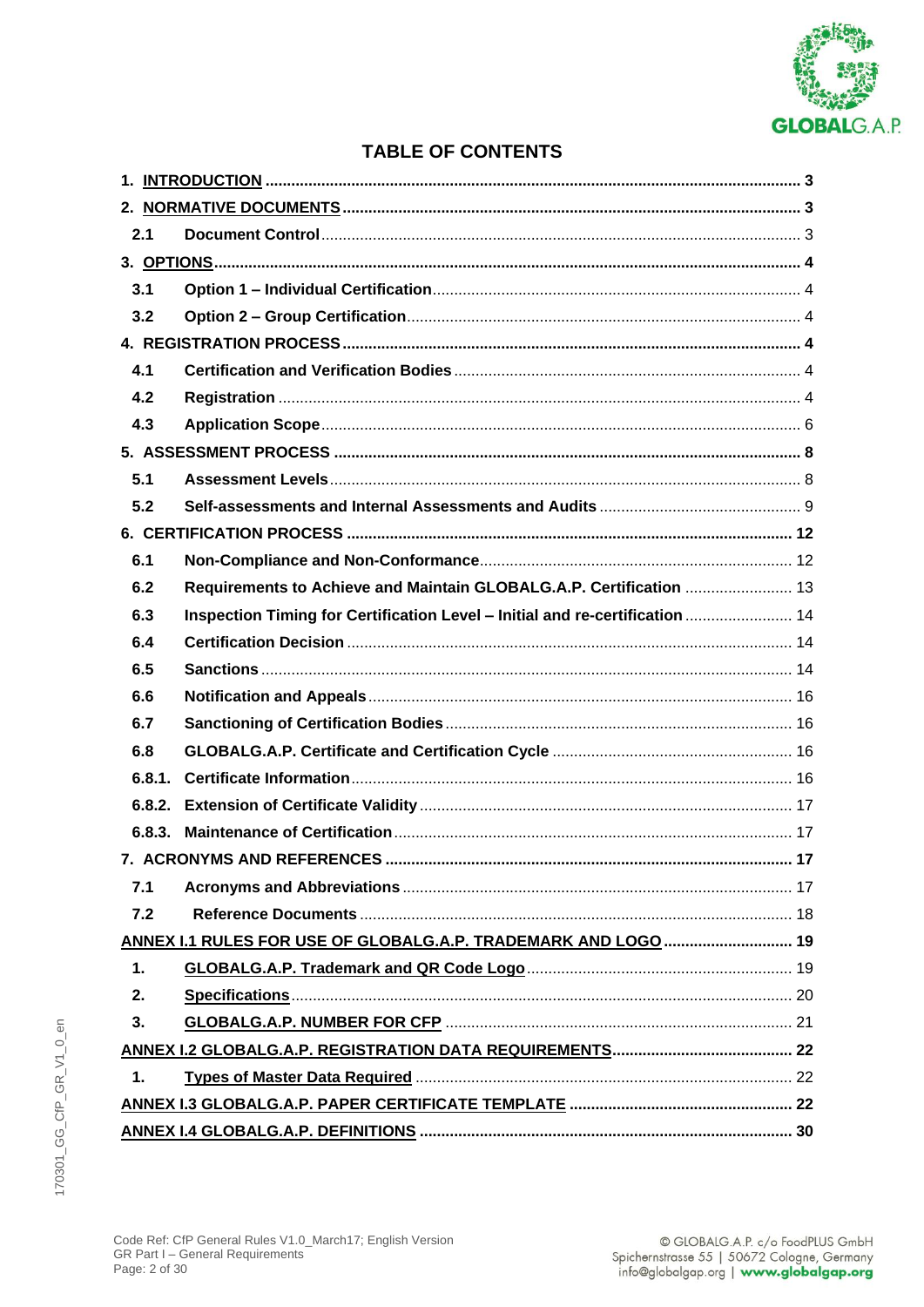# TABLE OF CONTENTS

| | | |
|---|---|---|
| **1.** | **INTRODUCTION** | **3** |
| **2.** | **NORMATIVE DOCUMENTS** | **3** |
| **2.1** | **Document Control** | 3 |
| **3.** | **OPTIONS** | **4** |
| **3.1** | **Option 1 – Individual Certification** | 4 |
| **3.2** | **Option 2 – Group Certification** | 4 |
| **4.** | **REGISTRATION PROCESS** | **4** |
| **4.1** | **Certification and Verification Bodies** | 4 |
| **4.2** | **Registration** | 4 |
| **4.3** | **Application Scope** | 6 |
| **5.** | **ASSESSMENT PROCESS** | **8** |
| **5.1** | **Assessment Levels** | 8 |
| **5.2** | **Self-assessments and Internal Assessments and Audits** | 9 |
| **6.** | **CERTIFICATION PROCESS** | **12** |
| **6.1** | **Non-Compliance and Non-Conformance** | 12 |
| **6.2** | **Requirements to Achieve and Maintain GLOBALG.A.P. Certification** | 13 |
| **6.3** | **Inspection Timing for Certification Level – Initial and re-certification** | 14 |
| **6.4** | **Certification Decision** | 14 |
| **6.5** | **Sanctions** | 14 |
| **6.6** | **Notification and Appeals** | 16 |
| **6.7** | **Sanctioning of Certification Bodies** | 16 |
| **6.8** | **GLOBALG.A.P. Certificate and Certification Cycle** | 16 |
| **6.8.1.** | **Certificate Information** | 16 |
| **6.8.2.** | **Extension of Certificate Validity** | 17 |
| **6.8.3.** | **Maintenance of Certification** | 17 |
| **7.** | **ACRONYMS AND REFERENCES** | **17** |
| **7.1** | **Acronyms and Abbreviations** | 17 |
| **7.2** | **Reference Documents** | 18 |
| | **ANNEX I.1 RULES FOR USE OF GLOBALG.A.P. TRADEMARK AND LOGO** | **19** |
| **1.** | **GLOBALG.A.P. Trademark and QR Code Logo** | 19 |
| **2.** | **Specifications** | 20 |
| **3.** | **GLOBALG.A.P. NUMBER FOR CFP** | 21 |
| | **ANNEX I.2 GLOBALG.A.P. REGISTRATION DATA REQUIREMENTS** | **22** |
| **1.** | **Types of Master Data Required** | 22 |
| | **ANNEX I.3 GLOBALG.A.P. PAPER CERTIFICATE TEMPLATE** | **22** |
| | **ANNEX I.4 GLOBALG.A.P. DEFINITIONS** | **30** |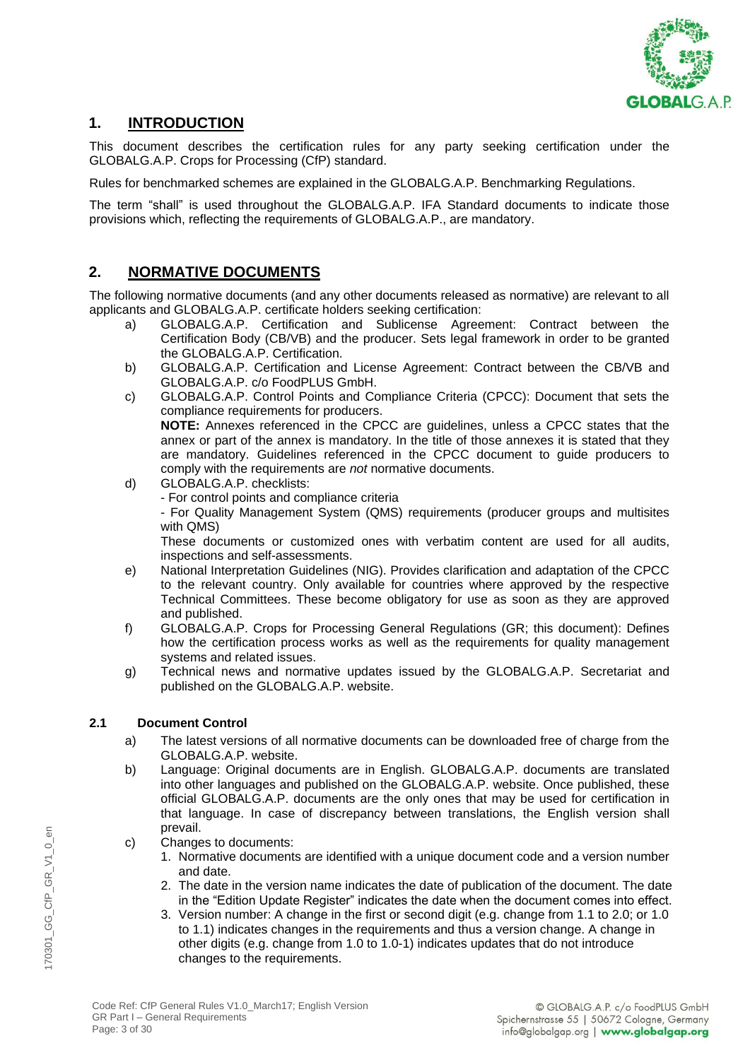## 1. INTRODUCTION

This document describes the certification rules for any party seeking certification under the GLOBALG.A.P. Crops for Processing (CfP) standard.

Rules for benchmarked schemes are explained in the GLOBALG.A.P. Benchmarking Regulations.

The term "shall" is used throughout the GLOBALG.A.P. IFA Standard documents to indicate those provisions which, reflecting the requirements of GLOBALG.A.P., are mandatory.

## 2. NORMATIVE DOCUMENTS

The following normative documents (and any other documents released as normative) are relevant to all applicants and GLOBALG.A.P. certificate holders seeking certification:

a) GLOBALG.A.P. Certification and Sublicense Agreement: Contract between the Certification Body (CB/VB) and the producer. Sets legal framework in order to be granted the GLOBALG.A.P. Certification.

b) GLOBALG.A.P. Certification and License Agreement: Contract between the CB/VB and GLOBALG.A.P. c/o FoodPLUS GmbH.

c) GLOBALG.A.P. Control Points and Compliance Criteria (CPCC): Document that sets the compliance requirements for producers.
**NOTE:** Annexes referenced in the CPCC are guidelines, unless a CPCC states that the annex or part of the annex is mandatory. In the title of those annexes it is stated that they are mandatory. Guidelines referenced in the CPCC document to guide producers to comply with the requirements are *not* normative documents.

d) GLOBALG.A.P. checklists:
- For control points and compliance criteria
- For Quality Management System (QMS) requirements (producer groups and multisites with QMS)

These documents or customized ones with verbatim content are used for all audits, inspections and self-assessments.

e) National Interpretation Guidelines (NIG). Provides clarification and adaptation of the CPCC to the relevant country. Only available for countries where approved by the respective Technical Committees. These become obligatory for use as soon as they are approved and published.

f) GLOBALG.A.P. Crops for Processing General Regulations (GR; this document): Defines how the certification process works as well as the requirements for quality management systems and related issues.

g) Technical news and normative updates issued by the GLOBALG.A.P. Secretariat and published on the GLOBALG.A.P. website.

### 2.1 Document Control

a) The latest versions of all normative documents can be downloaded free of charge from the GLOBALG.A.P. website.

b) Language: Original documents are in English. GLOBALG.A.P. documents are translated into other languages and published on the GLOBALG.A.P. website. Once published, these official GLOBALG.A.P. documents are the only ones that may be used for certification in that language. In case of discrepancy between translations, the English version shall prevail.

c) Changes to documents:
   1. Normative documents are identified with a unique document code and a version number and date.
   2. The date in the version name indicates the date of publication of the document. The date in the "Edition Update Register" indicates the date when the document comes into effect.
   3. Version number: A change in the first or second digit (e.g. change from 1.1 to 2.0; or 1.0 to 1.1) indicates changes in the requirements and thus a version change. A change in other digits (e.g. change from 1.0 to 1.0-1) indicates updates that do not introduce changes to the requirements.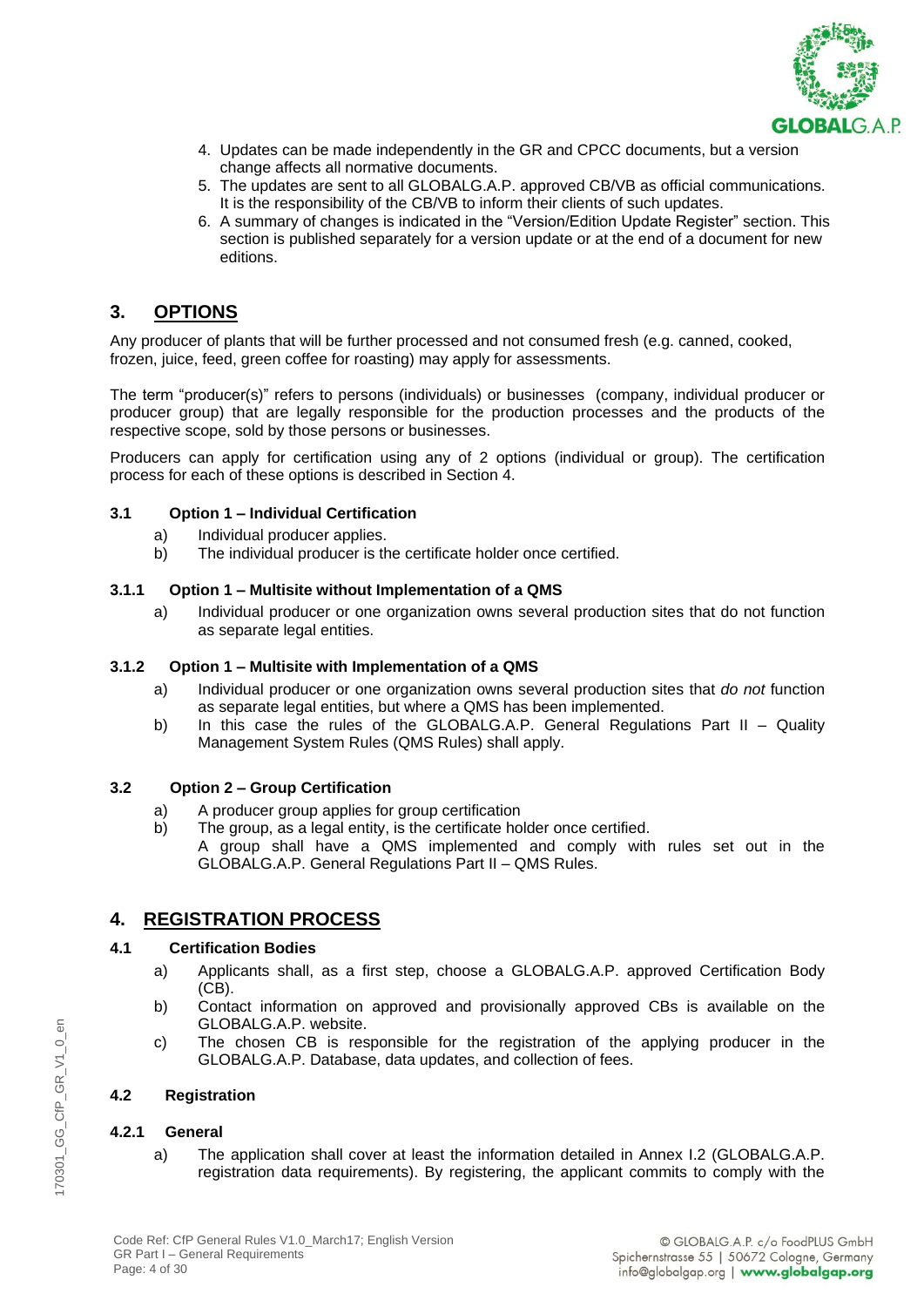4. Updates can be made independently in the GR and CPCC documents, but a version change affects all normative documents.
5. The updates are sent to all GLOBALG.A.P. approved CB/VB as official communications. It is the responsibility of the CB/VB to inform their clients of such updates.
6. A summary of changes is indicated in the "Version/Edition Update Register" section. This section is published separately for a version update or at the end of a document for new editions.

## 3. OPTIONS

Any producer of plants that will be further processed and not consumed fresh (e.g. canned, cooked, frozen, juice, feed, green coffee for roasting) may apply for assessments.

The term "producer(s)" refers to persons (individuals) or businesses (company, individual producer or producer group) that are legally responsible for the production processes and the products of the respective scope, sold by those persons or businesses.

Producers can apply for certification using any of 2 options (individual or group). The certification process for each of these options is described in Section 4.

### 3.1 Option 1 – Individual Certification

a) Individual producer applies.
b) The individual producer is the certificate holder once certified.

#### 3.1.1 Option 1 – Multisite without Implementation of a QMS

a) Individual producer or one organization owns several production sites that do not function as separate legal entities.

#### 3.1.2 Option 1 – Multisite with Implementation of a QMS

a) Individual producer or one organization owns several production sites that *do not* function as separate legal entities, but where a QMS has been implemented.
b) In this case the rules of the GLOBALG.A.P. General Regulations Part II – Quality Management System Rules (QMS Rules) shall apply.

### 3.2 Option 2 – Group Certification

a) A producer group applies for group certification
b) The group, as a legal entity, is the certificate holder once certified.
A group shall have a QMS implemented and comply with rules set out in the GLOBALG.A.P. General Regulations Part II – QMS Rules.

## 4. REGISTRATION PROCESS

### 4.1 Certification Bodies

a) Applicants shall, as a first step, choose a GLOBALG.A.P. approved Certification Body (CB).
b) Contact information on approved and provisionally approved CBs is available on the GLOBALG.A.P. website.
c) The chosen CB is responsible for the registration of the applying producer in the GLOBALG.A.P. Database, data updates, and collection of fees.

### 4.2 Registration

#### 4.2.1 General

a) The application shall cover at least the information detailed in Annex I.2 (GLOBALG.A.P. registration data requirements). By registering, the applicant commits to comply with the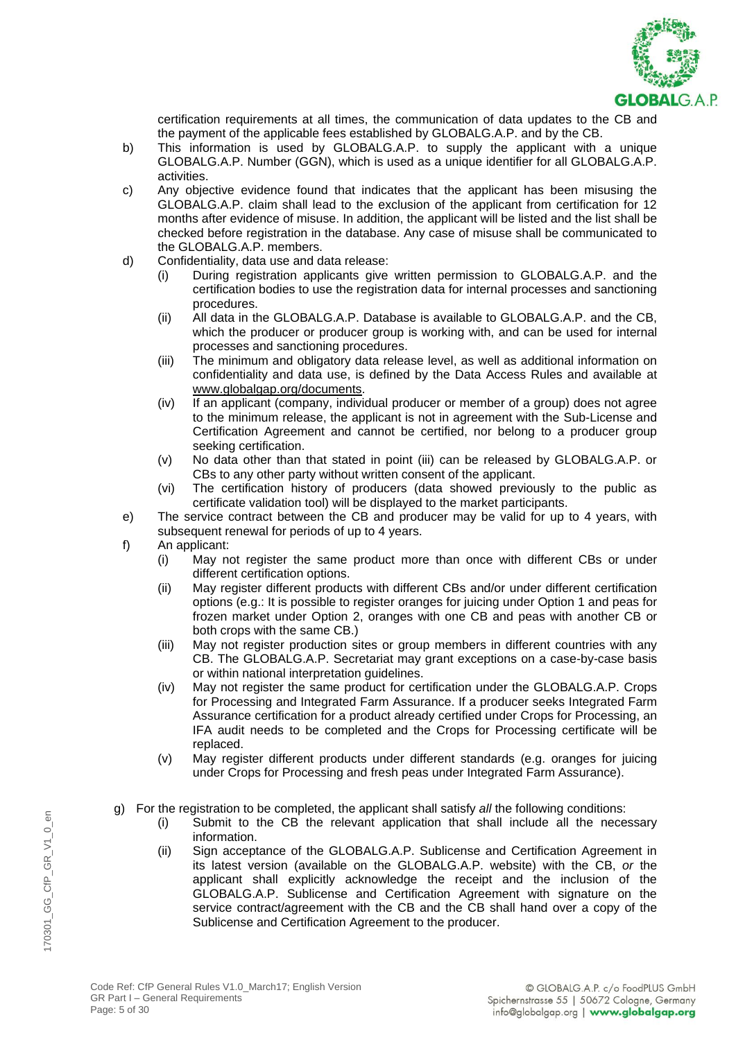certification requirements at all times, the communication of data updates to the CB and the payment of the applicable fees established by GLOBALG.A.P. and by the CB.

b) This information is used by GLOBALG.A.P. to supply the applicant with a unique GLOBALG.A.P. Number (GGN), which is used as a unique identifier for all GLOBALG.A.P. activities.

c) Any objective evidence found that indicates that the applicant has been misusing the GLOBALG.A.P. claim shall lead to the exclusion of the applicant from certification for 12 months after evidence of misuse. In addition, the applicant will be listed and the list shall be checked before registration in the database. Any case of misuse shall be communicated to the GLOBALG.A.P. members.

d) Confidentiality, data use and data release:
   - (i) During registration applicants give written permission to GLOBALG.A.P. and the certification bodies to use the registration data for internal processes and sanctioning procedures.
   - (ii) All data in the GLOBALG.A.P. Database is available to GLOBALG.A.P. and the CB, which the producer or producer group is working with, and can be used for internal processes and sanctioning procedures.
   - (iii) The minimum and obligatory data release level, as well as additional information on confidentiality and data use, is defined by the Data Access Rules and available at www.globalgap.org/documents.
   - (iv) If an applicant (company, individual producer or member of a group) does not agree to the minimum release, the applicant is not in agreement with the Sub-License and Certification Agreement and cannot be certified, nor belong to a producer group seeking certification.
   - (v) No data other than that stated in point (iii) can be released by GLOBALG.A.P. or CBs to any other party without written consent of the applicant.
   - (vi) The certification history of producers (data showed previously to the public as certificate validation tool) will be displayed to the market participants.

e) The service contract between the CB and producer may be valid for up to 4 years, with subsequent renewal for periods of up to 4 years.

f) An applicant:
   - (i) May not register the same product more than once with different CBs or under different certification options.
   - (ii) May register different products with different CBs and/or under different certification options (e.g.: It is possible to register oranges for juicing under Option 1 and peas for frozen market under Option 2, oranges with one CB and peas with another CB or both crops with the same CB.)
   - (iii) May not register production sites or group members in different countries with any CB. The GLOBALG.A.P. Secretariat may grant exceptions on a case-by-case basis or within national interpretation guidelines.
   - (iv) May not register the same product for certification under the GLOBALG.A.P. Crops for Processing and Integrated Farm Assurance. If a producer seeks Integrated Farm Assurance certification for a product already certified under Crops for Processing, an IFA audit needs to be completed and the Crops for Processing certificate will be replaced.
   - (v) May register different products under different standards (e.g. oranges for juicing under Crops for Processing and fresh peas under Integrated Farm Assurance).

g) For the registration to be completed, the applicant shall satisfy *all* the following conditions:
   - (i) Submit to the CB the relevant application that shall include all the necessary information.
   - (ii) Sign acceptance of the GLOBALG.A.P. Sublicense and Certification Agreement in its latest version (available on the GLOBALG.A.P. website) with the CB, *or* the applicant shall explicitly acknowledge the receipt and the inclusion of the GLOBALG.A.P. Sublicense and Certification Agreement with signature on the service contract/agreement with the CB and the CB shall hand over a copy of the Sublicense and Certification Agreement to the producer.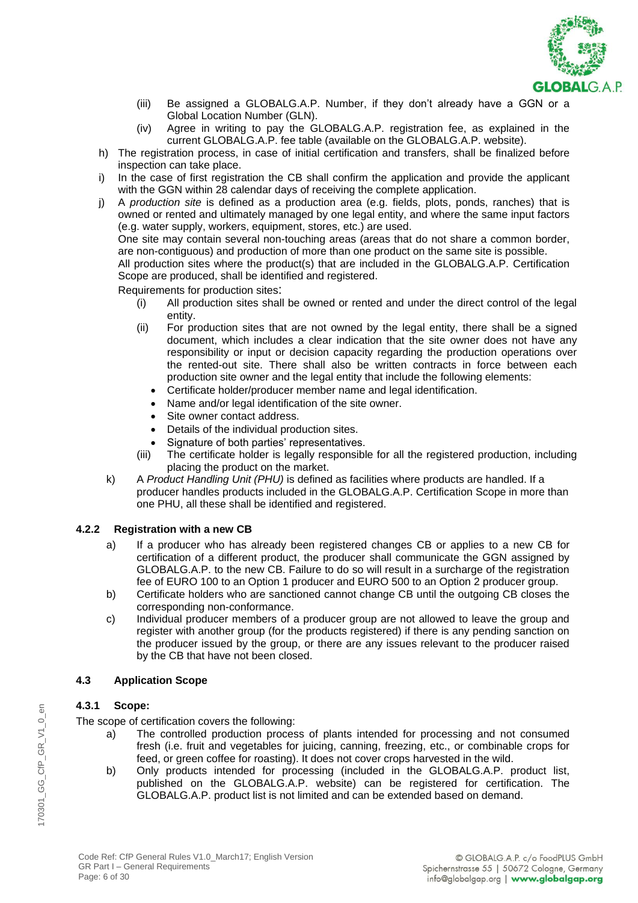(iii) Be assigned a GLOBALG.A.P. Number, if they don't already have a GGN or a Global Location Number (GLN).

(iv) Agree in writing to pay the GLOBALG.A.P. registration fee, as explained in the current GLOBALG.A.P. fee table (available on the GLOBALG.A.P. website).

h) The registration process, in case of initial certification and transfers, shall be finalized before inspection can take place.

i) In the case of first registration the CB shall confirm the application and provide the applicant with the GGN within 28 calendar days of receiving the complete application.

j) A *production site* is defined as a production area (e.g. fields, plots, ponds, ranches) that is owned or rented and ultimately managed by one legal entity, and where the same input factors (e.g. water supply, workers, equipment, stores, etc.) are used.

One site may contain several non-touching areas (areas that do not share a common border, are non-contiguous) and production of more than one product on the same site is possible.

All production sites where the product(s) that are included in the GLOBALG.A.P. Certification Scope are produced, shall be identified and registered.

Requirements for production sites:

(i) All production sites shall be owned or rented and under the direct control of the legal entity.

(ii) For production sites that are not owned by the legal entity, there shall be a signed document, which includes a clear indication that the site owner does not have any responsibility or input or decision capacity regarding the production operations over the rented-out site. There shall also be written contracts in force between each production site owner and the legal entity that include the following elements:

- Certificate holder/producer member name and legal identification.
- Name and/or legal identification of the site owner.
- Site owner contact address.
- Details of the individual production sites.
- Signature of both parties' representatives.

(iii) The certificate holder is legally responsible for all the registered production, including placing the product on the market.

k) A *Product Handling Unit (PHU)* is defined as facilities where products are handled. If a producer handles products included in the GLOBALG.A.P. Certification Scope in more than one PHU, all these shall be identified and registered.

#### 4.2.2 Registration with a new CB

a) If a producer who has already been registered changes CB or applies to a new CB for certification of a different product, the producer shall communicate the GGN assigned by GLOBALG.A.P. to the new CB. Failure to do so will result in a surcharge of the registration fee of EURO 100 to an Option 1 producer and EURO 500 to an Option 2 producer group.

b) Certificate holders who are sanctioned cannot change CB until the outgoing CB closes the corresponding non-conformance.

c) Individual producer members of a producer group are not allowed to leave the group and register with another group (for the products registered) if there is any pending sanction on the producer issued by the group, or there are any issues relevant to the producer raised by the CB that have not been closed.

### 4.3 Application Scope

#### 4.3.1 Scope:

The scope of certification covers the following:

a) The controlled production process of plants intended for processing and not consumed fresh (i.e. fruit and vegetables for juicing, canning, freezing, etc., or combinable crops for feed, or green coffee for roasting). It does not cover crops harvested in the wild.

b) Only products intended for processing (included in the GLOBALG.A.P. product list, published on the GLOBALG.A.P. website) can be registered for certification. The GLOBALG.A.P. product list is not limited and can be extended based on demand.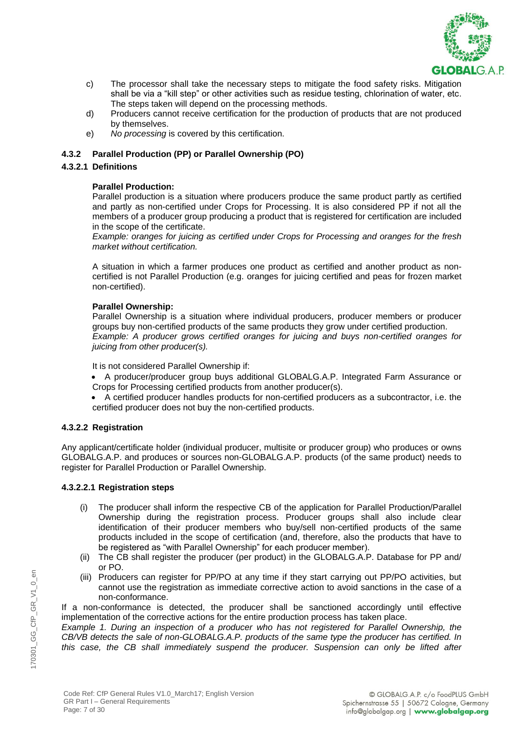c) The processor shall take the necessary steps to mitigate the food safety risks. Mitigation shall be via a "kill step" or other activities such as residue testing, chlorination of water, etc. The steps taken will depend on the processing methods.

d) Producers cannot receive certification for the production of products that are not produced by themselves.

e) *No processing* is covered by this certification.

### 4.3.2 Parallel Production (PP) or Parallel Ownership (PO)

#### 4.3.2.1 Definitions

**Parallel Production:**

Parallel production is a situation where producers produce the same product partly as certified and partly as non-certified under Crops for Processing. It is also considered PP if not all the members of a producer group producing a product that is registered for certification are included in the scope of the certificate.

*Example: oranges for juicing as certified under Crops for Processing and oranges for the fresh market without certification.*

A situation in which a farmer produces one product as certified and another product as non-certified is not Parallel Production (e.g. oranges for juicing certified and peas for frozen market non-certified).

**Parallel Ownership:**

Parallel Ownership is a situation where individual producers, producer members or producer groups buy non-certified products of the same products they grow under certified production.

*Example: A producer grows certified oranges for juicing and buys non-certified oranges for juicing from other producer(s).*

It is not considered Parallel Ownership if:

- A producer/producer group buys additional GLOBALG.A.P. Integrated Farm Assurance or Crops for Processing certified products from another producer(s).
- A certified producer handles products for non-certified producers as a subcontractor, i.e. the certified producer does not buy the non-certified products.

#### 4.3.2.2 Registration

Any applicant/certificate holder (individual producer, multisite or producer group) who produces or owns GLOBALG.A.P. and produces or sources non-GLOBALG.A.P. products (of the same product) needs to register for Parallel Production or Parallel Ownership.

##### 4.3.2.2.1 Registration steps

(i) The producer shall inform the respective CB of the application for Parallel Production/Parallel Ownership during the registration process. Producer groups shall also include clear identification of their producer members who buy/sell non-certified products of the same products included in the scope of certification (and, therefore, also the products that have to be registered as "with Parallel Ownership" for each producer member).

(ii) The CB shall register the producer (per product) in the GLOBALG.A.P. Database for PP and/ or PO.

(iii) Producers can register for PP/PO at any time if they start carrying out PP/PO activities, but cannot use the registration as immediate corrective action to avoid sanctions in the case of a non-conformance.

If a non-conformance is detected, the producer shall be sanctioned accordingly until effective implementation of the corrective actions for the entire production process has taken place.

*Example 1. During an inspection of a producer who has not registered for Parallel Ownership, the CB/VB detects the sale of non-GLOBALG.A.P. products of the same type the producer has certified. In this case, the CB shall immediately suspend the producer. Suspension can only be lifted after*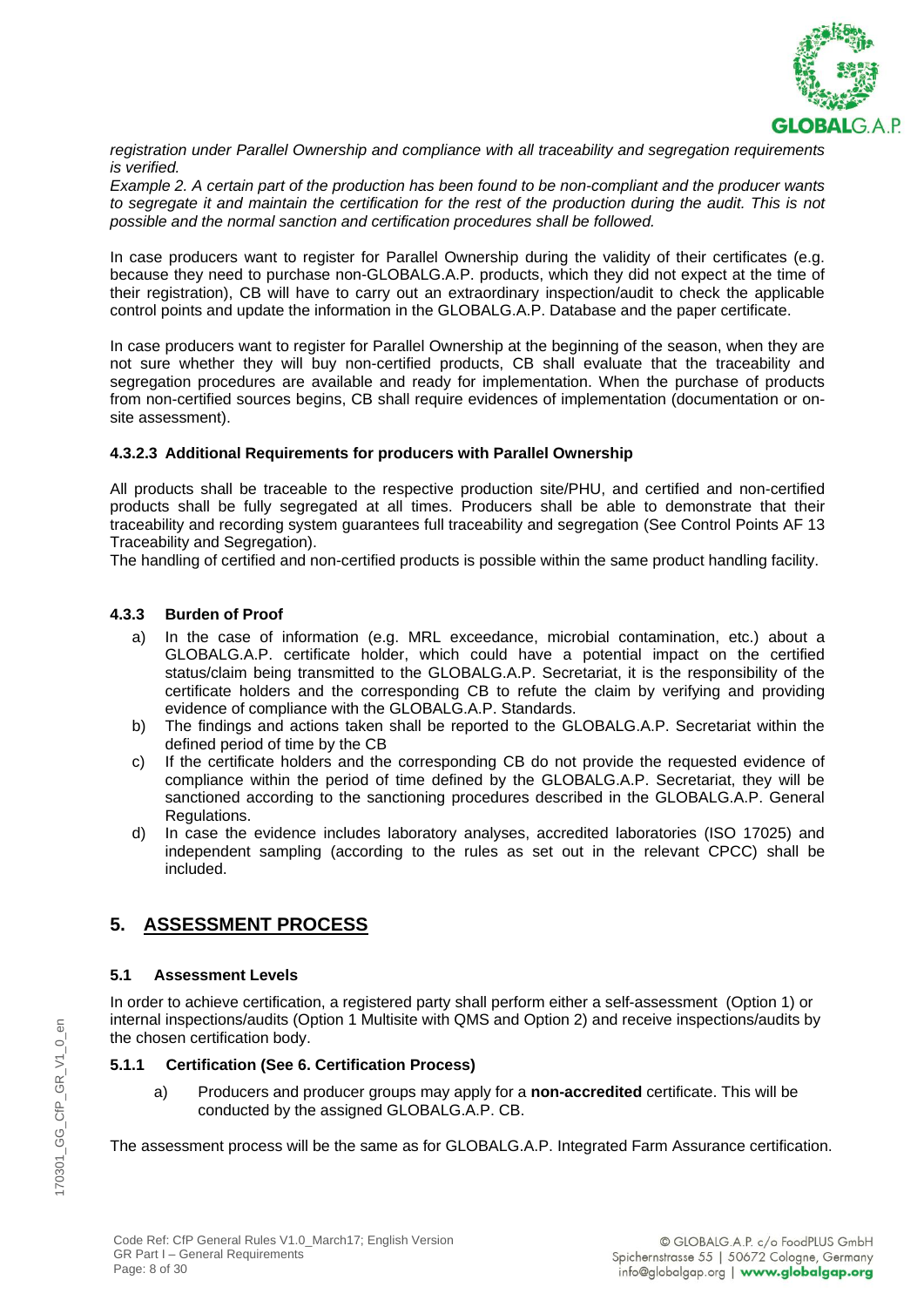*registration under Parallel Ownership and compliance with all traceability and segregation requirements is verified.*

*Example 2. A certain part of the production has been found to be non-compliant and the producer wants to segregate it and maintain the certification for the rest of the production during the audit. This is not possible and the normal sanction and certification procedures shall be followed.*

In case producers want to register for Parallel Ownership during the validity of their certificates (e.g. because they need to purchase non-GLOBALG.A.P. products, which they did not expect at the time of their registration), CB will have to carry out an extraordinary inspection/audit to check the applicable control points and update the information in the GLOBALG.A.P. Database and the paper certificate.

In case producers want to register for Parallel Ownership at the beginning of the season, when they are not sure whether they will buy non-certified products, CB shall evaluate that the traceability and segregation procedures are available and ready for implementation. When the purchase of products from non-certified sources begins, CB shall require evidences of implementation (documentation or on-site assessment).

#### 4.3.2.3 Additional Requirements for producers with Parallel Ownership

All products shall be traceable to the respective production site/PHU, and certified and non-certified products shall be fully segregated at all times. Producers shall be able to demonstrate that their traceability and recording system guarantees full traceability and segregation (See Control Points AF 13 Traceability and Segregation).

The handling of certified and non-certified products is possible within the same product handling facility.

### 4.3.3 Burden of Proof

a) In the case of information (e.g. MRL exceedance, microbial contamination, etc.) about a GLOBALG.A.P. certificate holder, which could have a potential impact on the certified status/claim being transmitted to the GLOBALG.A.P. Secretariat, it is the responsibility of the certificate holders and the corresponding CB to refute the claim by verifying and providing evidence of compliance with the GLOBALG.A.P. Standards.

b) The findings and actions taken shall be reported to the GLOBALG.A.P. Secretariat within the defined period of time by the CB

c) If the certificate holders and the corresponding CB do not provide the requested evidence of compliance within the period of time defined by the GLOBALG.A.P. Secretariat, they will be sanctioned according to the sanctioning procedures described in the GLOBALG.A.P. General Regulations.

d) In case the evidence includes laboratory analyses, accredited laboratories (ISO 17025) and independent sampling (according to the rules as set out in the relevant CPCC) shall be included.

## 5. ASSESSMENT PROCESS

### 5.1 Assessment Levels

In order to achieve certification, a registered party shall perform either a self-assessment (Option 1) or internal inspections/audits (Option 1 Multisite with QMS and Option 2) and receive inspections/audits by the chosen certification body.

#### 5.1.1 Certification (See 6. Certification Process)

a) Producers and producer groups may apply for a **non-accredited** certificate. This will be conducted by the assigned GLOBALG.A.P. CB.

The assessment process will be the same as for GLOBALG.A.P. Integrated Farm Assurance certification.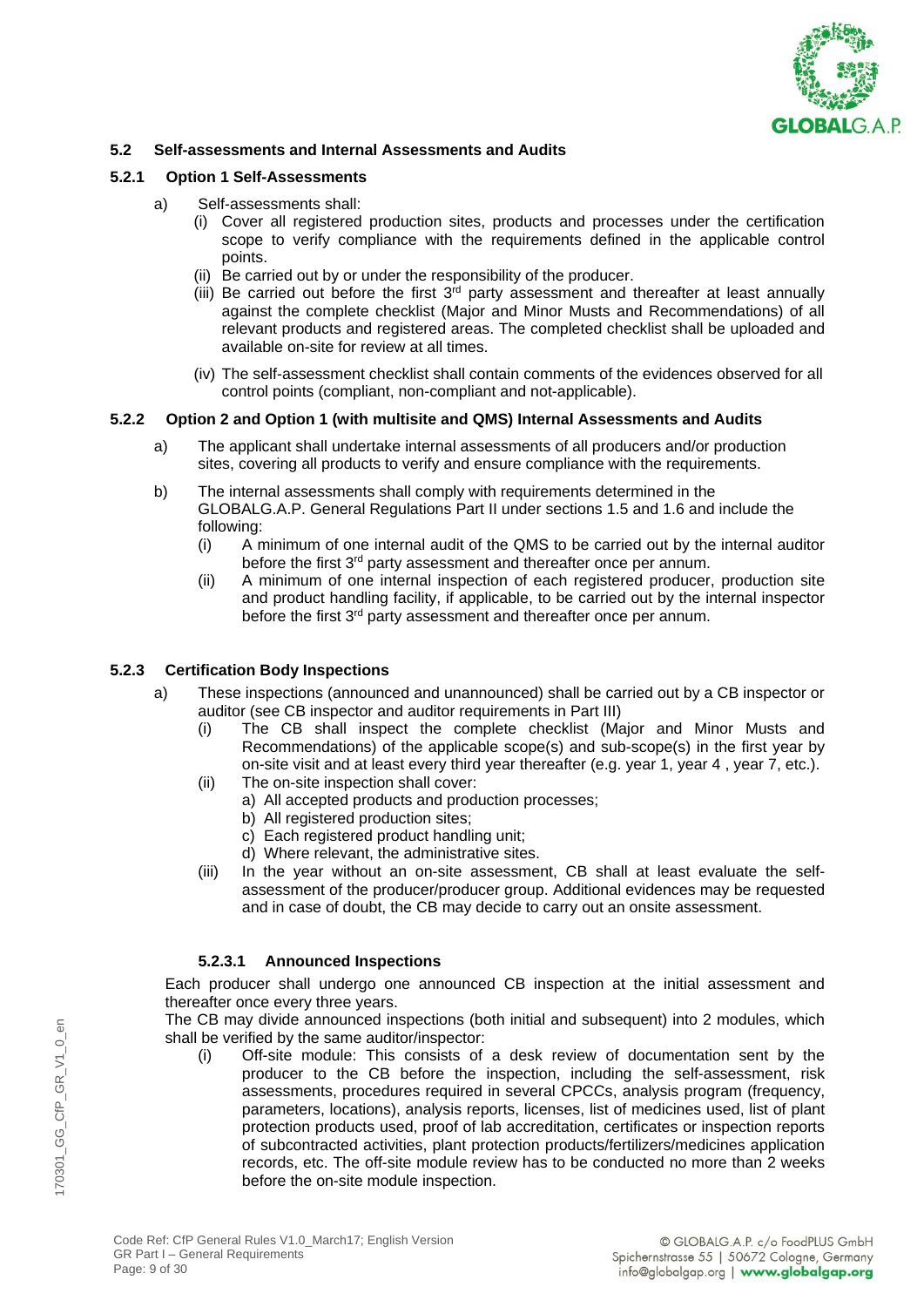### 5.2 Self-assessments and Internal Assessments and Audits

#### 5.2.1 Option 1 Self-Assessments

a) Self-assessments shall:
   - (i) Cover all registered production sites, products and processes under the certification scope to verify compliance with the requirements defined in the applicable control points.
   - (ii) Be carried out by or under the responsibility of the producer.
   - (iii) Be carried out before the first 3rd party assessment and thereafter at least annually against the complete checklist (Major and Minor Musts and Recommendations) of all relevant products and registered areas. The completed checklist shall be uploaded and available on-site for review at all times.
   - (iv) The self-assessment checklist shall contain comments of the evidences observed for all control points (compliant, non-compliant and not-applicable).

#### 5.2.2 Option 2 and Option 1 (with multisite and QMS) Internal Assessments and Audits

a) The applicant shall undertake internal assessments of all producers and/or production sites, covering all products to verify and ensure compliance with the requirements.

b) The internal assessments shall comply with requirements determined in the GLOBALG.A.P. General Regulations Part II under sections 1.5 and 1.6 and include the following:
   - (i) A minimum of one internal audit of the QMS to be carried out by the internal auditor before the first 3rd party assessment and thereafter once per annum.
   - (ii) A minimum of one internal inspection of each registered producer, production site and product handling facility, if applicable, to be carried out by the internal inspector before the first 3rd party assessment and thereafter once per annum.

#### 5.2.3 Certification Body Inspections

a) These inspections (announced and unannounced) shall be carried out by a CB inspector or auditor (see CB inspector and auditor requirements in Part III)
   - (i) The CB shall inspect the complete checklist (Major and Minor Musts and Recommendations) of the applicable scope(s) and sub-scope(s) in the first year by on-site visit and at least every third year thereafter (e.g. year 1, year 4 , year 7, etc.).
   - (ii) The on-site inspection shall cover:
     - a) All accepted products and production processes;
     - b) All registered production sites;
     - c) Each registered product handling unit;
     - d) Where relevant, the administrative sites.
   - (iii) In the year without an on-site assessment, CB shall at least evaluate the self-assessment of the producer/producer group. Additional evidences may be requested and in case of doubt, the CB may decide to carry out an onsite assessment.

##### 5.2.3.1 Announced Inspections

Each producer shall undergo one announced CB inspection at the initial assessment and thereafter once every three years.

The CB may divide announced inspections (both initial and subsequent) into 2 modules, which shall be verified by the same auditor/inspector:

- (i) Off-site module: This consists of a desk review of documentation sent by the producer to the CB before the inspection, including the self-assessment, risk assessments, procedures required in several CPCCs, analysis program (frequency, parameters, locations), analysis reports, licenses, list of medicines used, list of plant protection products used, proof of lab accreditation, certificates or inspection reports of subcontracted activities, plant protection products/fertilizers/medicines application records, etc. The off-site module review has to be conducted no more than 2 weeks before the on-site module inspection.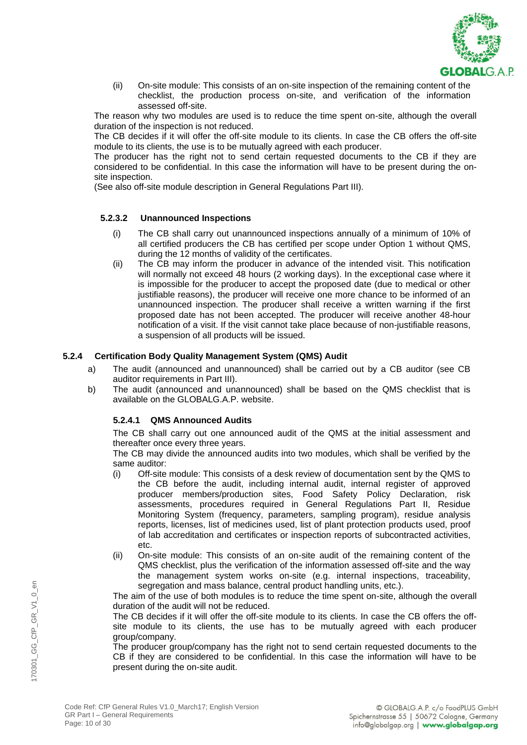(ii) On-site module: This consists of an on-site inspection of the remaining content of the checklist, the production process on-site, and verification of the information assessed off-site.

The reason why two modules are used is to reduce the time spent on-site, although the overall duration of the inspection is not reduced.

The CB decides if it will offer the off-site module to its clients. In case the CB offers the off-site module to its clients, the use is to be mutually agreed with each producer.

The producer has the right not to send certain requested documents to the CB if they are considered to be confidential. In this case the information will have to be present during the on-site inspection.

(See also off-site module description in General Regulations Part III).

#### 5.2.3.2 Unannounced Inspections

(i) The CB shall carry out unannounced inspections annually of a minimum of 10% of all certified producers the CB has certified per scope under Option 1 without QMS, during the 12 months of validity of the certificates.

(ii) The CB may inform the producer in advance of the intended visit. This notification will normally not exceed 48 hours (2 working days). In the exceptional case where it is impossible for the producer to accept the proposed date (due to medical or other justifiable reasons), the producer will receive one more chance to be informed of an unannounced inspection. The producer shall receive a written warning if the first proposed date has not been accepted. The producer will receive another 48-hour notification of a visit. If the visit cannot take place because of non-justifiable reasons, a suspension of all products will be issued.

### 5.2.4 Certification Body Quality Management System (QMS) Audit

a) The audit (announced and unannounced) shall be carried out by a CB auditor (see CB auditor requirements in Part III).

b) The audit (announced and unannounced) shall be based on the QMS checklist that is available on the GLOBALG.A.P. website.

#### 5.2.4.1 QMS Announced Audits

The CB shall carry out one announced audit of the QMS at the initial assessment and thereafter once every three years.

The CB may divide the announced audits into two modules, which shall be verified by the same auditor:

(i) Off-site module: This consists of a desk review of documentation sent by the QMS to the CB before the audit, including internal audit, internal register of approved producer members/production sites, Food Safety Policy Declaration, risk assessments, procedures required in General Regulations Part II, Residue Monitoring System (frequency, parameters, sampling program), residue analysis reports, licenses, list of medicines used, list of plant protection products used, proof of lab accreditation and certificates or inspection reports of subcontracted activities, etc.

(ii) On-site module: This consists of an on-site audit of the remaining content of the QMS checklist, plus the verification of the information assessed off-site and the way the management system works on-site (e.g. internal inspections, traceability, segregation and mass balance, central product handling units, etc.).

The aim of the use of both modules is to reduce the time spent on-site, although the overall duration of the audit will not be reduced.

The CB decides if it will offer the off-site module to its clients. In case the CB offers the off-site module to its clients, the use has to be mutually agreed with each producer group/company.

The producer group/company has the right not to send certain requested documents to the CB if they are considered to be confidential. In this case the information will have to be present during the on-site audit.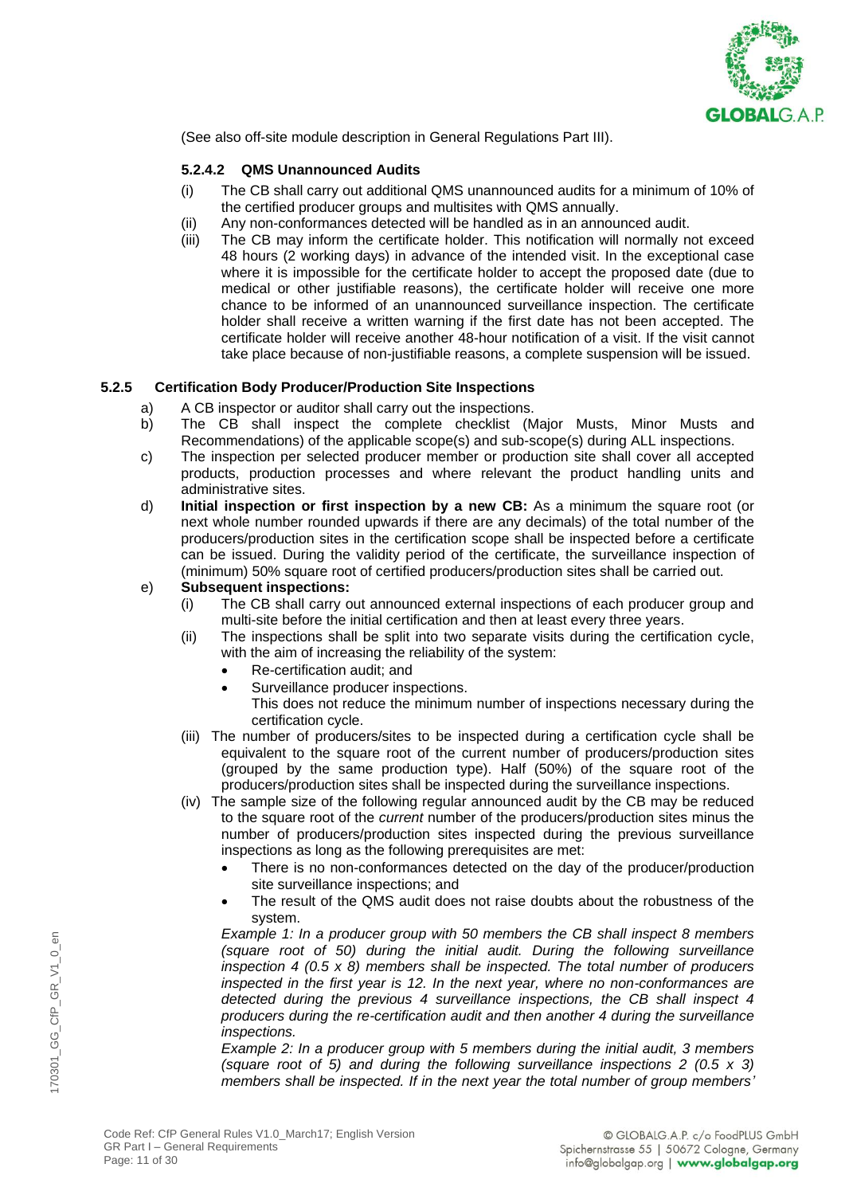(See also off-site module description in General Regulations Part III).

#### 5.2.4.2 QMS Unannounced Audits

(i) The CB shall carry out additional QMS unannounced audits for a minimum of 10% of the certified producer groups and multisites with QMS annually.

(ii) Any non-conformances detected will be handled as in an announced audit.

(iii) The CB may inform the certificate holder. This notification will normally not exceed 48 hours (2 working days) in advance of the intended visit. In the exceptional case where it is impossible for the certificate holder to accept the proposed date (due to medical or other justifiable reasons), the certificate holder will receive one more chance to be informed of an unannounced surveillance inspection. The certificate holder shall receive a written warning if the first date has not been accepted. The certificate holder will receive another 48-hour notification of a visit. If the visit cannot take place because of non-justifiable reasons, a complete suspension will be issued.

### 5.2.5 Certification Body Producer/Production Site Inspections

a) A CB inspector or auditor shall carry out the inspections.

b) The CB shall inspect the complete checklist (Major Musts, Minor Musts and Recommendations) of the applicable scope(s) and sub-scope(s) during ALL inspections.

c) The inspection per selected producer member or production site shall cover all accepted products, production processes and where relevant the product handling units and administrative sites.

d) **Initial inspection or first inspection by a new CB:** As a minimum the square root (or next whole number rounded upwards if there are any decimals) of the total number of the producers/production sites in the certification scope shall be inspected before a certificate can be issued. During the validity period of the certificate, the surveillance inspection of (minimum) 50% square root of certified producers/production sites shall be carried out.

e) **Subsequent inspections:**

(i) The CB shall carry out announced external inspections of each producer group and multi-site before the initial certification and then at least every three years.

(ii) The inspections shall be split into two separate visits during the certification cycle, with the aim of increasing the reliability of the system:

- Re-certification audit; and
- Surveillance producer inspections.

This does not reduce the minimum number of inspections necessary during the certification cycle.

(iii) The number of producers/sites to be inspected during a certification cycle shall be equivalent to the square root of the current number of producers/production sites (grouped by the same production type). Half (50%) of the square root of the producers/production sites shall be inspected during the surveillance inspections.

(iv) The sample size of the following regular announced audit by the CB may be reduced to the square root of the *current* number of the producers/production sites minus the number of producers/production sites inspected during the previous surveillance inspections as long as the following prerequisites are met:

- There is no non-conformances detected on the day of the producer/production site surveillance inspections; and
- The result of the QMS audit does not raise doubts about the robustness of the system.

*Example 1: In a producer group with 50 members the CB shall inspect 8 members (square root of 50) during the initial audit. During the following surveillance inspection 4 (0.5 x 8) members shall be inspected. The total number of producers inspected in the first year is 12. In the next year, where no non-conformances are detected during the previous 4 surveillance inspections, the CB shall inspect 4 producers during the re-certification audit and then another 4 during the surveillance inspections.*

*Example 2: In a producer group with 5 members during the initial audit, 3 members (square root of 5) and during the following surveillance inspections 2 (0.5 x 3) members shall be inspected. If in the next year the total number of group members'*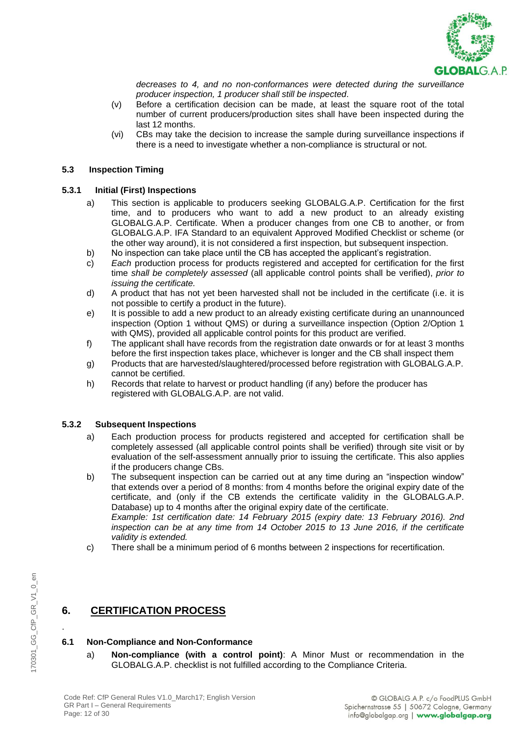*decreases to 4, and no non-conformances were detected during the surveillance producer inspection, 1 producer shall still be inspected*.

(v) Before a certification decision can be made, at least the square root of the total number of current producers/production sites shall have been inspected during the last 12 months.

(vi) CBs may take the decision to increase the sample during surveillance inspections if there is a need to investigate whether a non-compliance is structural or not.

### 5.3 Inspection Timing

#### 5.3.1 Initial (First) Inspections

a) This section is applicable to producers seeking GLOBALG.A.P. Certification for the first time, and to producers who want to add a new product to an already existing GLOBALG.A.P. Certificate. When a producer changes from one CB to another, or from GLOBALG.A.P. IFA Standard to an equivalent Approved Modified Checklist or scheme (or the other way around), it is not considered a first inspection, but subsequent inspection.

b) No inspection can take place until the CB has accepted the applicant's registration.

c) *Each* production process for products registered and accepted for certification for the first time *shall be completely assessed* (all applicable control points shall be verified), *prior to issuing the certificate.*

d) A product that has not yet been harvested shall not be included in the certificate (i.e. it is not possible to certify a product in the future).

e) It is possible to add a new product to an already existing certificate during an unannounced inspection (Option 1 without QMS) or during a surveillance inspection (Option 2/Option 1 with QMS), provided all applicable control points for this product are verified.

f) The applicant shall have records from the registration date onwards or for at least 3 months before the first inspection takes place, whichever is longer and the CB shall inspect them

g) Products that are harvested/slaughtered/processed before registration with GLOBALG.A.P. cannot be certified.

h) Records that relate to harvest or product handling (if any) before the producer has registered with GLOBALG.A.P. are not valid.

#### 5.3.2 Subsequent Inspections

a) Each production process for products registered and accepted for certification shall be completely assessed (all applicable control points shall be verified) through site visit or by evaluation of the self-assessment annually prior to issuing the certificate. This also applies if the producers change CBs.

b) The subsequent inspection can be carried out at any time during an "inspection window" that extends over a period of 8 months: from 4 months before the original expiry date of the certificate, and (only if the CB extends the certificate validity in the GLOBALG.A.P. Database) up to 4 months after the original expiry date of the certificate.
*Example: 1st certification date: 14 February 2015 (expiry date: 13 February 2016). 2nd inspection can be at any time from 14 October 2015 to 13 June 2016, if the certificate validity is extended.*

c) There shall be a minimum period of 6 months between 2 inspections for recertification.

## 6. CERTIFICATION PROCESS

### 6.1 Non-Compliance and Non-Conformance

a) **Non-compliance (with a control point)**: A Minor Must or recommendation in the GLOBALG.A.P. checklist is not fulfilled according to the Compliance Criteria.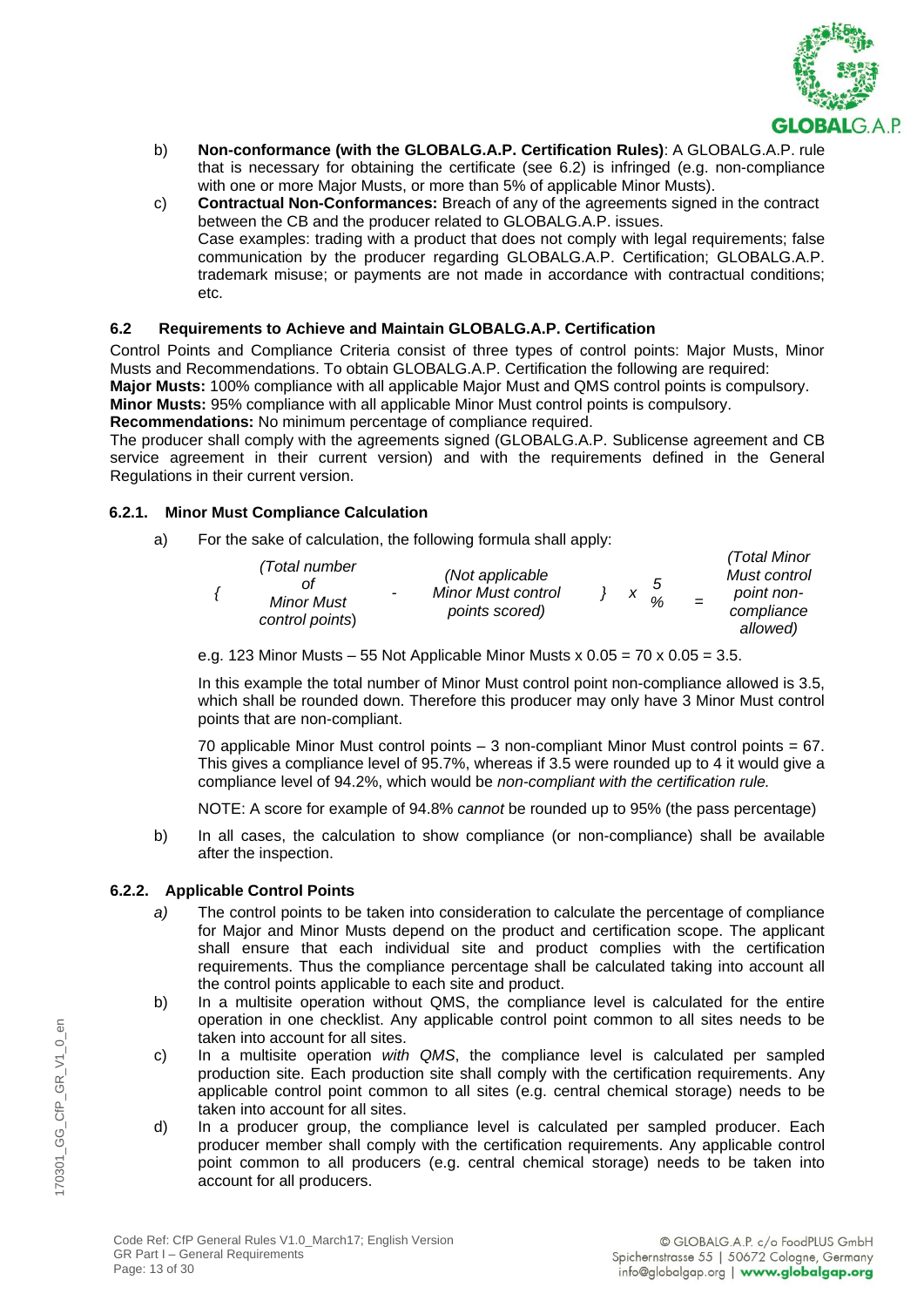b) **Non-conformance (with the GLOBALG.A.P. Certification Rules)**: A GLOBALG.A.P. rule that is necessary for obtaining the certificate (see 6.2) is infringed (e.g. non-compliance with one or more Major Musts, or more than 5% of applicable Minor Musts).

c) **Contractual Non-Conformances:** Breach of any of the agreements signed in the contract between the CB and the producer related to GLOBALG.A.P. issues.
Case examples: trading with a product that does not comply with legal requirements; false communication by the producer regarding GLOBALG.A.P. Certification; GLOBALG.A.P. trademark misuse; or payments are not made in accordance with contractual conditions; etc.

### 6.2 Requirements to Achieve and Maintain GLOBALG.A.P. Certification

Control Points and Compliance Criteria consist of three types of control points: Major Musts, Minor Musts and Recommendations. To obtain GLOBALG.A.P. Certification the following are required:
**Major Musts:** 100% compliance with all applicable Major Must and QMS control points is compulsory.
**Minor Musts:** 95% compliance with all applicable Minor Must control points is compulsory.
**Recommendations:** No minimum percentage of compliance required.
The producer shall comply with the agreements signed (GLOBALG.A.P. Sublicense agreement and CB service agreement in their current version) and with the requirements defined in the General Regulations in their current version.

#### 6.2.1. Minor Must Compliance Calculation

a) For the sake of calculation, the following formula shall apply:

| { | *(Total number of Minor Must control points)* | - | *(Not applicable Minor Must control points scored)* | } | x | 5 % | = | *(Total Minor Must control point non-compliance allowed)* |
|---|---|---|---|---|---|---|---|---|

e.g. 123 Minor Musts – 55 Not Applicable Minor Musts x 0.05 = 70 x 0.05 = 3.5.

In this example the total number of Minor Must control point non-compliance allowed is 3.5, which shall be rounded down. Therefore this producer may only have 3 Minor Must control points that are non-compliant.

70 applicable Minor Must control points – 3 non-compliant Minor Must control points = 67. This gives a compliance level of 95.7%, whereas if 3.5 were rounded up to 4 it would give a compliance level of 94.2%, which would be *non-compliant with the certification rule.*

NOTE: A score for example of 94.8% *cannot* be rounded up to 95% (the pass percentage)

b) In all cases, the calculation to show compliance (or non-compliance) shall be available after the inspection.

#### 6.2.2. Applicable Control Points

*a)* The control points to be taken into consideration to calculate the percentage of compliance for Major and Minor Musts depend on the product and certification scope. The applicant shall ensure that each individual site and product complies with the certification requirements. Thus the compliance percentage shall be calculated taking into account all the control points applicable to each site and product.

b) In a multisite operation without QMS, the compliance level is calculated for the entire operation in one checklist. Any applicable control point common to all sites needs to be taken into account for all sites.

c) In a multisite operation *with QMS*, the compliance level is calculated per sampled production site. Each production site shall comply with the certification requirements. Any applicable control point common to all sites (e.g. central chemical storage) needs to be taken into account for all sites.

d) In a producer group, the compliance level is calculated per sampled producer. Each producer member shall comply with the certification requirements. Any applicable control point common to all producers (e.g. central chemical storage) needs to be taken into account for all producers.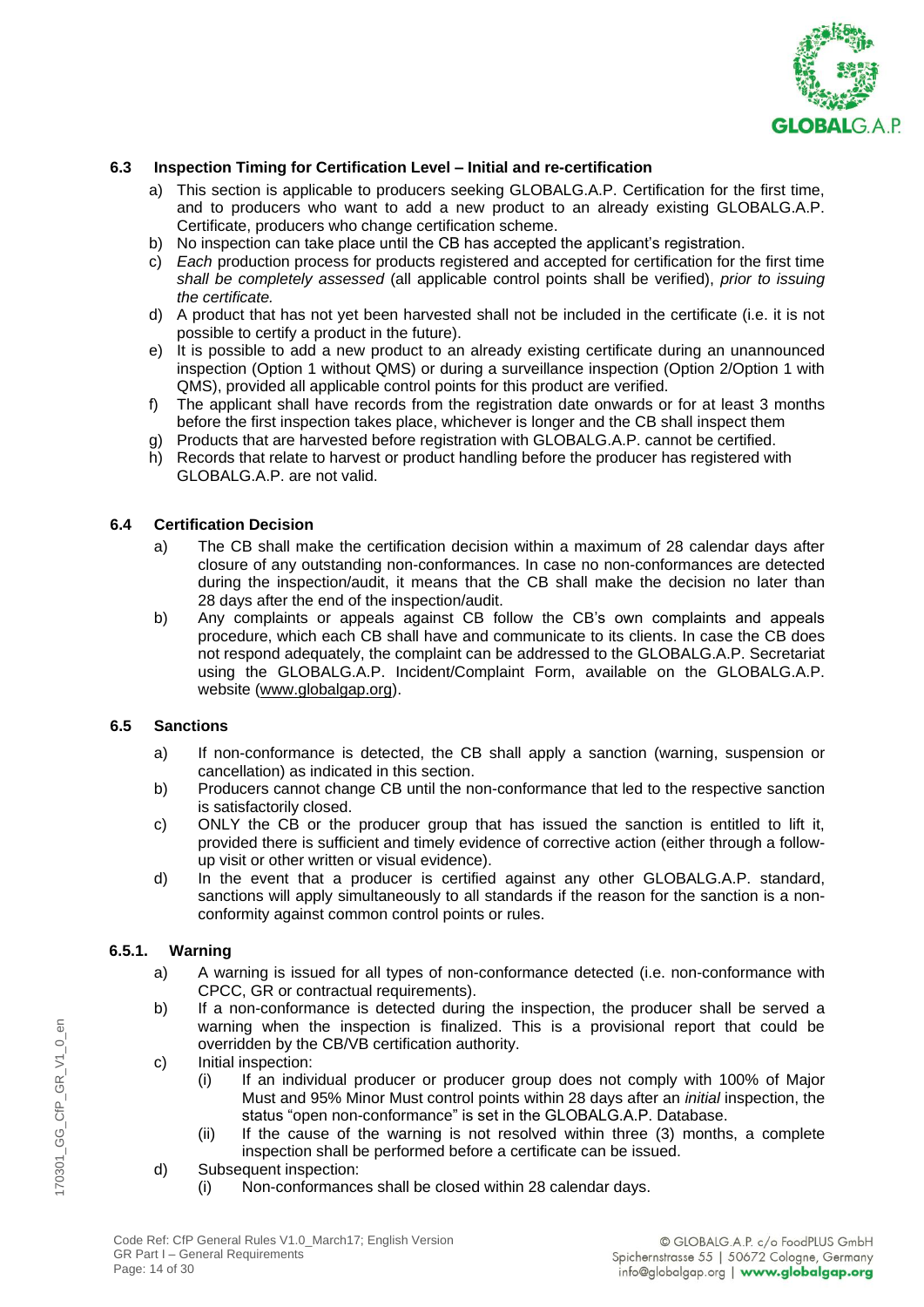### 6.3 Inspection Timing for Certification Level – Initial and re-certification

a) This section is applicable to producers seeking GLOBALG.A.P. Certification for the first time, and to producers who want to add a new product to an already existing GLOBALG.A.P. Certificate, producers who change certification scheme.
b) No inspection can take place until the CB has accepted the applicant's registration.
c) *Each* production process for products registered and accepted for certification for the first time *shall be completely assessed* (all applicable control points shall be verified), *prior to issuing the certificate.*
d) A product that has not yet been harvested shall not be included in the certificate (i.e. it is not possible to certify a product in the future).
e) It is possible to add a new product to an already existing certificate during an unannounced inspection (Option 1 without QMS) or during a surveillance inspection (Option 2/Option 1 with QMS), provided all applicable control points for this product are verified.
f) The applicant shall have records from the registration date onwards or for at least 3 months before the first inspection takes place, whichever is longer and the CB shall inspect them
g) Products that are harvested before registration with GLOBALG.A.P. cannot be certified.
h) Records that relate to harvest or product handling before the producer has registered with GLOBALG.A.P. are not valid.

### 6.4 Certification Decision

a) The CB shall make the certification decision within a maximum of 28 calendar days after closure of any outstanding non-conformances. In case no non-conformances are detected during the inspection/audit, it means that the CB shall make the decision no later than 28 days after the end of the inspection/audit.
b) Any complaints or appeals against CB follow the CB's own complaints and appeals procedure, which each CB shall have and communicate to its clients. In case the CB does not respond adequately, the complaint can be addressed to the GLOBALG.A.P. Secretariat using the GLOBALG.A.P. Incident/Complaint Form, available on the GLOBALG.A.P. website (www.globalgap.org).

### 6.5 Sanctions

a) If non-conformance is detected, the CB shall apply a sanction (warning, suspension or cancellation) as indicated in this section.
b) Producers cannot change CB until the non-conformance that led to the respective sanction is satisfactorily closed.
c) ONLY the CB or the producer group that has issued the sanction is entitled to lift it, provided there is sufficient and timely evidence of corrective action (either through a follow-up visit or other written or visual evidence).
d) In the event that a producer is certified against any other GLOBALG.A.P. standard, sanctions will apply simultaneously to all standards if the reason for the sanction is a non-conformity against common control points or rules.

#### 6.5.1. Warning

a) A warning is issued for all types of non-conformance detected (i.e. non-conformance with CPCC, GR or contractual requirements).
b) If a non-conformance is detected during the inspection, the producer shall be served a warning when the inspection is finalized. This is a provisional report that could be overridden by the CB/VB certification authority.
c) Initial inspection:
   (i) If an individual producer or producer group does not comply with 100% of Major Must and 95% Minor Must control points within 28 days after an *initial* inspection, the status "open non-conformance" is set in the GLOBALG.A.P. Database.
   (ii) If the cause of the warning is not resolved within three (3) months, a complete inspection shall be performed before a certificate can be issued.
d) Subsequent inspection:
   (i) Non-conformances shall be closed within 28 calendar days.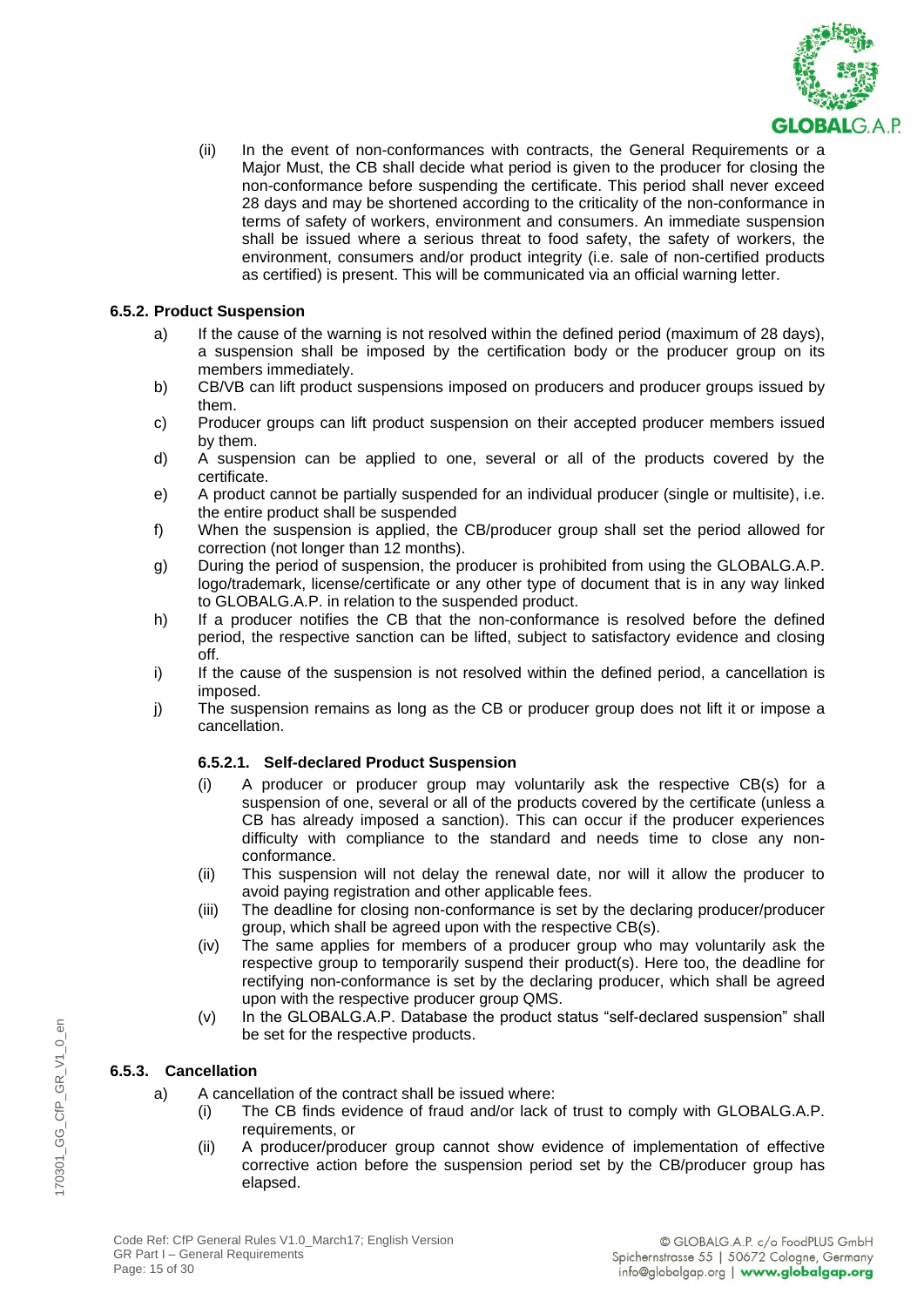(ii) In the event of non-conformances with contracts, the General Requirements or a Major Must, the CB shall decide what period is given to the producer for closing the non-conformance before suspending the certificate. This period shall never exceed 28 days and may be shortened according to the criticality of the non-conformance in terms of safety of workers, environment and consumers. An immediate suspension shall be issued where a serious threat to food safety, the safety of workers, the environment, consumers and/or product integrity (i.e. sale of non-certified products as certified) is present. This will be communicated via an official warning letter.

### 6.5.2. Product Suspension

a) If the cause of the warning is not resolved within the defined period (maximum of 28 days), a suspension shall be imposed by the certification body or the producer group on its members immediately.

b) CB/VB can lift product suspensions imposed on producers and producer groups issued by them.

c) Producer groups can lift product suspension on their accepted producer members issued by them.

d) A suspension can be applied to one, several or all of the products covered by the certificate.

e) A product cannot be partially suspended for an individual producer (single or multisite), i.e. the entire product shall be suspended

f) When the suspension is applied, the CB/producer group shall set the period allowed for correction (not longer than 12 months).

g) During the period of suspension, the producer is prohibited from using the GLOBALG.A.P. logo/trademark, license/certificate or any other type of document that is in any way linked to GLOBALG.A.P. in relation to the suspended product.

h) If a producer notifies the CB that the non-conformance is resolved before the defined period, the respective sanction can be lifted, subject to satisfactory evidence and closing off.

i) If the cause of the suspension is not resolved within the defined period, a cancellation is imposed.

j) The suspension remains as long as the CB or producer group does not lift it or impose a cancellation.

#### 6.5.2.1. Self-declared Product Suspension

(i) A producer or producer group may voluntarily ask the respective CB(s) for a suspension of one, several or all of the products covered by the certificate (unless a CB has already imposed a sanction). This can occur if the producer experiences difficulty with compliance to the standard and needs time to close any non-conformance.

(ii) This suspension will not delay the renewal date, nor will it allow the producer to avoid paying registration and other applicable fees.

(iii) The deadline for closing non-conformance is set by the declaring producer/producer group, which shall be agreed upon with the respective CB(s).

(iv) The same applies for members of a producer group who may voluntarily ask the respective group to temporarily suspend their product(s). Here too, the deadline for rectifying non-conformance is set by the declaring producer, which shall be agreed upon with the respective producer group QMS.

(v) In the GLOBALG.A.P. Database the product status "self-declared suspension" shall be set for the respective products.

### 6.5.3. Cancellation

a) A cancellation of the contract shall be issued where:

(i) The CB finds evidence of fraud and/or lack of trust to comply with GLOBALG.A.P. requirements, or

(ii) A producer/producer group cannot show evidence of implementation of effective corrective action before the suspension period set by the CB/producer group has elapsed.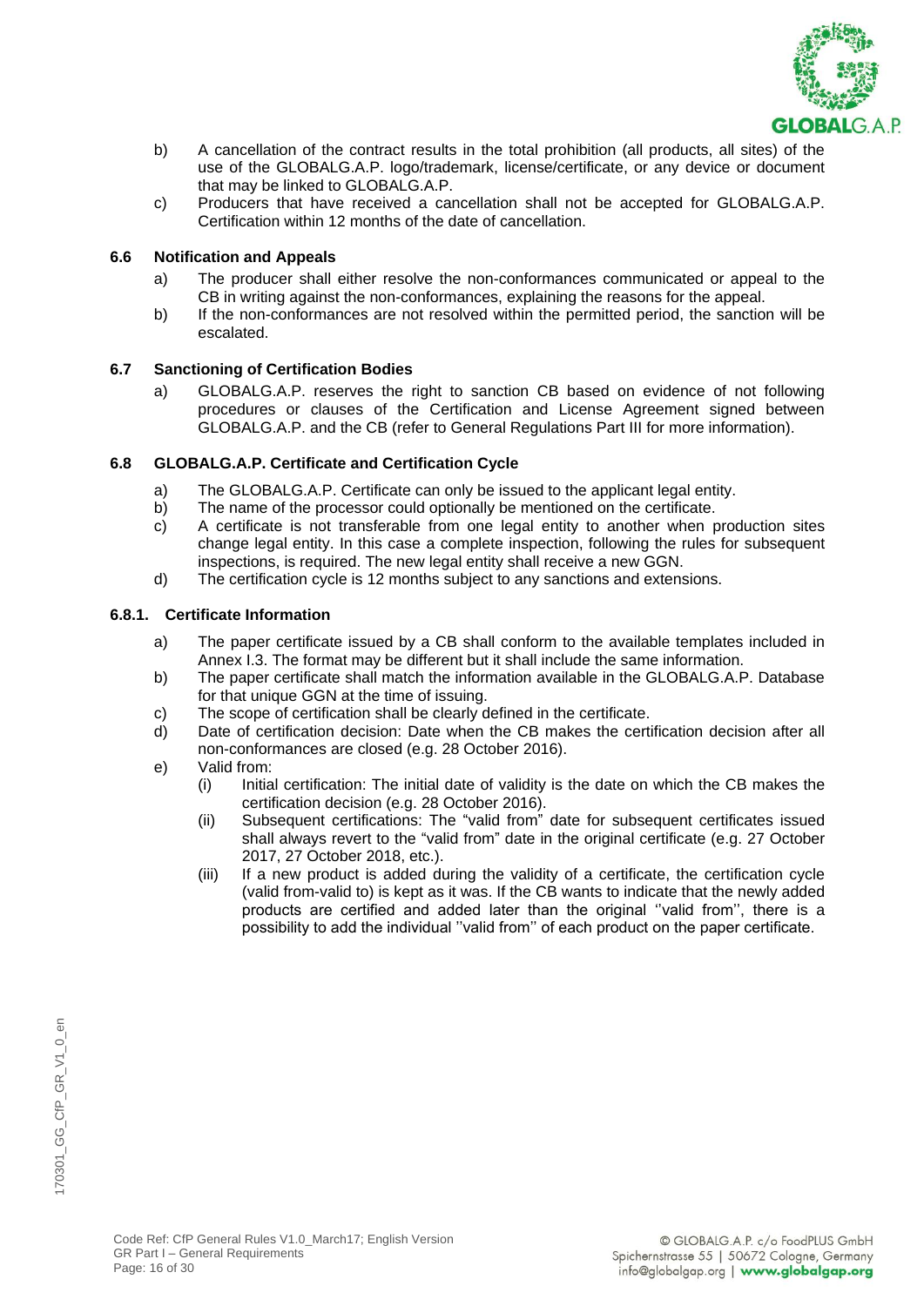b) A cancellation of the contract results in the total prohibition (all products, all sites) of the use of the GLOBALG.A.P. logo/trademark, license/certificate, or any device or document that may be linked to GLOBALG.A.P.

c) Producers that have received a cancellation shall not be accepted for GLOBALG.A.P. Certification within 12 months of the date of cancellation.

### 6.6 Notification and Appeals

a) The producer shall either resolve the non-conformances communicated or appeal to the CB in writing against the non-conformances, explaining the reasons for the appeal.

b) If the non-conformances are not resolved within the permitted period, the sanction will be escalated.

### 6.7 Sanctioning of Certification Bodies

a) GLOBALG.A.P. reserves the right to sanction CB based on evidence of not following procedures or clauses of the Certification and License Agreement signed between GLOBALG.A.P. and the CB (refer to General Regulations Part III for more information).

### 6.8 GLOBALG.A.P. Certificate and Certification Cycle

a) The GLOBALG.A.P. Certificate can only be issued to the applicant legal entity.

b) The name of the processor could optionally be mentioned on the certificate.

c) A certificate is not transferable from one legal entity to another when production sites change legal entity. In this case a complete inspection, following the rules for subsequent inspections, is required. The new legal entity shall receive a new GGN.

d) The certification cycle is 12 months subject to any sanctions and extensions.

#### 6.8.1. Certificate Information

a) The paper certificate issued by a CB shall conform to the available templates included in Annex I.3. The format may be different but it shall include the same information.

b) The paper certificate shall match the information available in the GLOBALG.A.P. Database for that unique GGN at the time of issuing.

c) The scope of certification shall be clearly defined in the certificate.

d) Date of certification decision: Date when the CB makes the certification decision after all non-conformances are closed (e.g. 28 October 2016).

e) Valid from:

(i) Initial certification: The initial date of validity is the date on which the CB makes the certification decision (e.g. 28 October 2016).

(ii) Subsequent certifications: The "valid from" date for subsequent certificates issued shall always revert to the "valid from" date in the original certificate (e.g. 27 October 2017, 27 October 2018, etc.).

(iii) If a new product is added during the validity of a certificate, the certification cycle (valid from-valid to) is kept as it was. If the CB wants to indicate that the newly added products are certified and added later than the original ''valid from'', there is a possibility to add the individual ''valid from'' of each product on the paper certificate.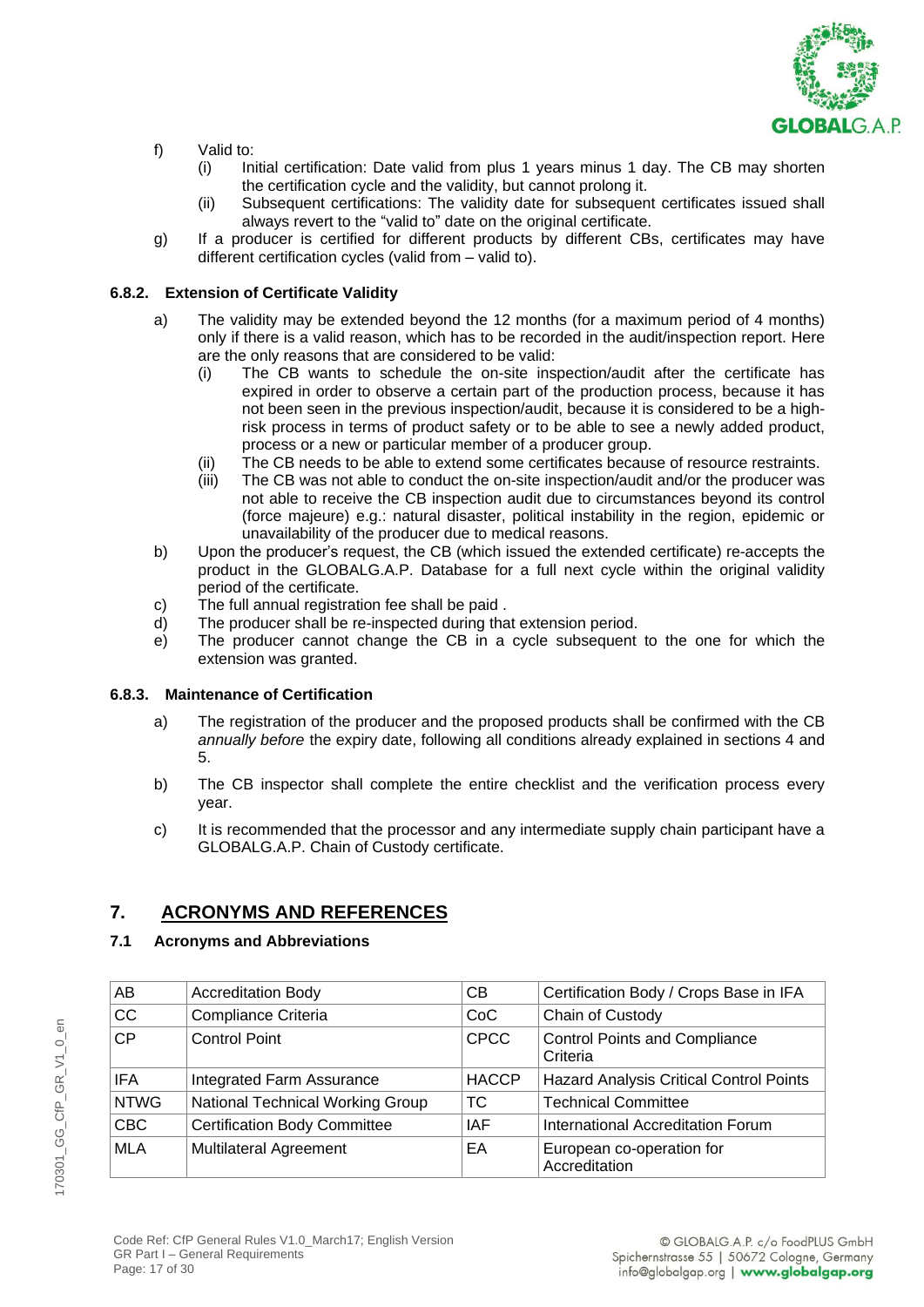f) Valid to:
   (i) Initial certification: Date valid from plus 1 years minus 1 day. The CB may shorten the certification cycle and the validity, but cannot prolong it.
   (ii) Subsequent certifications: The validity date for subsequent certificates issued shall always revert to the "valid to" date on the original certificate.

g) If a producer is certified for different products by different CBs, certificates may have different certification cycles (valid from – valid to).

#### 6.8.2. Extension of Certificate Validity

a) The validity may be extended beyond the 12 months (for a maximum period of 4 months) only if there is a valid reason, which has to be recorded in the audit/inspection report. Here are the only reasons that are considered to be valid:
   (i) The CB wants to schedule the on-site inspection/audit after the certificate has expired in order to observe a certain part of the production process, because it has not been seen in the previous inspection/audit, because it is considered to be a high-risk process in terms of product safety or to be able to see a newly added product, process or a new or particular member of a producer group.
   (ii) The CB needs to be able to extend some certificates because of resource restraints.
   (iii) The CB was not able to conduct the on-site inspection/audit and/or the producer was not able to receive the CB inspection audit due to circumstances beyond its control (force majeure) e.g.: natural disaster, political instability in the region, epidemic or unavailability of the producer due to medical reasons.

b) Upon the producer's request, the CB (which issued the extended certificate) re-accepts the product in the GLOBALG.A.P. Database for a full next cycle within the original validity period of the certificate.

c) The full annual registration fee shall be paid .

d) The producer shall be re-inspected during that extension period.

e) The producer cannot change the CB in a cycle subsequent to the one for which the extension was granted.

#### 6.8.3. Maintenance of Certification

a) The registration of the producer and the proposed products shall be confirmed with the CB *annually before* the expiry date, following all conditions already explained in sections 4 and 5.

b) The CB inspector shall complete the entire checklist and the verification process every year.

c) It is recommended that the processor and any intermediate supply chain participant have a GLOBALG.A.P. Chain of Custody certificate.

## 7. ACRONYMS AND REFERENCES

### 7.1 Acronyms and Abbreviations

| AB | Accreditation Body | CB | Certification Body / Crops Base in IFA |
|---|---|---|---|
| CC | Compliance Criteria | CoC | Chain of Custody |
| CP | Control Point | CPCC | Control Points and Compliance Criteria |
| IFA | Integrated Farm Assurance | HACCP | Hazard Analysis Critical Control Points |
| NTWG | National Technical Working Group | TC | Technical Committee |
| CBC | Certification Body Committee | IAF | International Accreditation Forum |
| MLA | Multilateral Agreement | EA | European co-operation for Accreditation |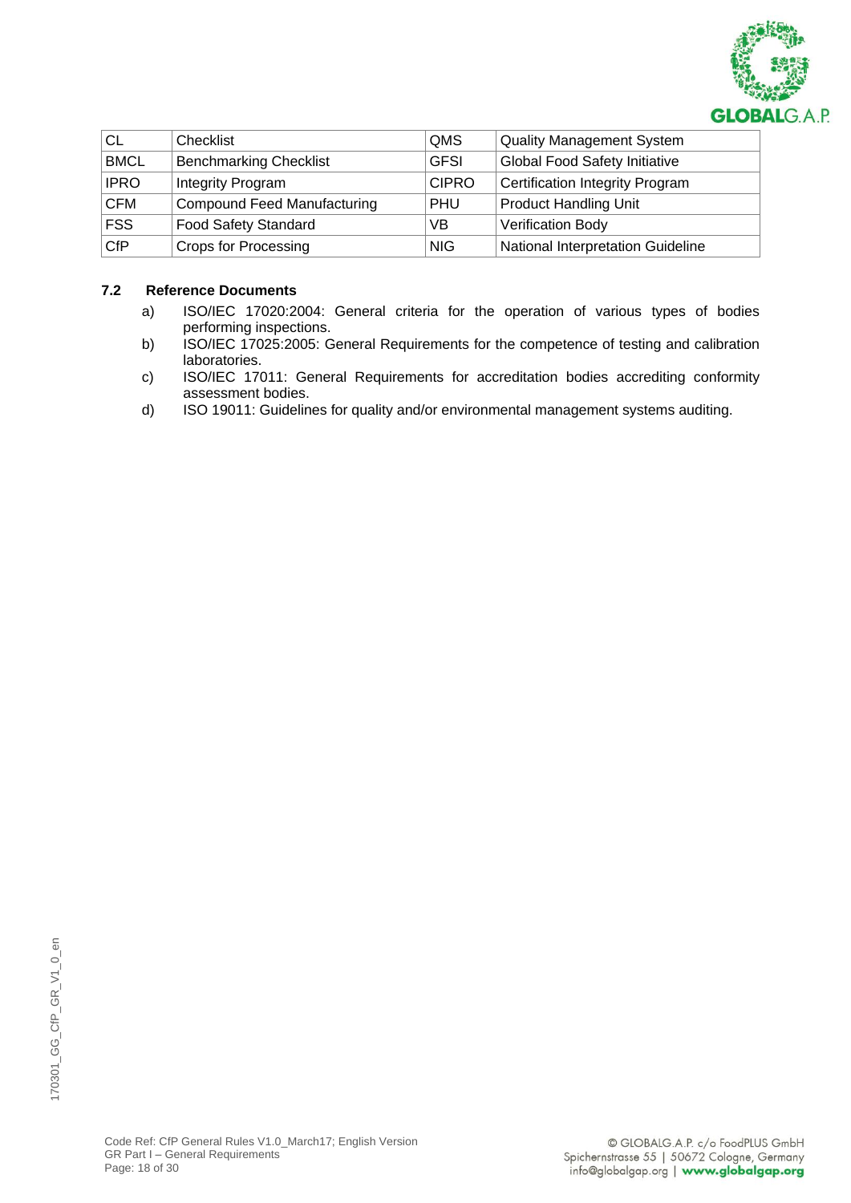| CL | Checklist | QMS | Quality Management System |
|---|---|---|---|
| BMCL | Benchmarking Checklist | GFSI | Global Food Safety Initiative |
| IPRO | Integrity Program | CIPRO | Certification Integrity Program |
| CFM | Compound Feed Manufacturing | PHU | Product Handling Unit |
| FSS | Food Safety Standard | VB | Verification Body |
| CfP | Crops for Processing | NIG | National Interpretation Guideline |

### 7.2 Reference Documents

a) ISO/IEC 17020:2004: General criteria for the operation of various types of bodies performing inspections.

b) ISO/IEC 17025:2005: General Requirements for the competence of testing and calibration laboratories.

c) ISO/IEC 17011: General Requirements for accreditation bodies accrediting conformity assessment bodies.

d) ISO 19011: Guidelines for quality and/or environmental management systems auditing.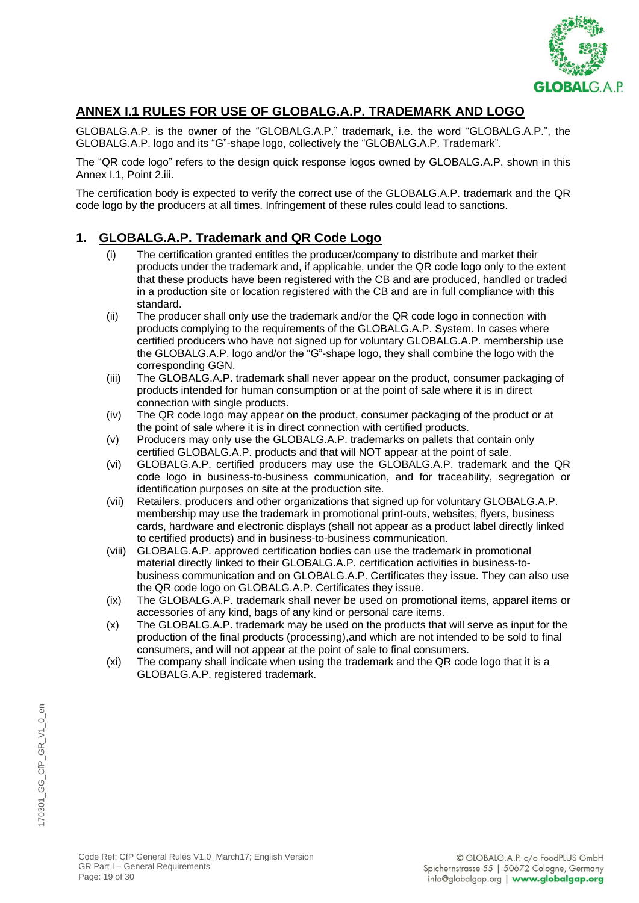## ANNEX I.1 RULES FOR USE OF GLOBALG.A.P. TRADEMARK AND LOGO

GLOBALG.A.P. is the owner of the "GLOBALG.A.P." trademark, i.e. the word "GLOBALG.A.P.", the GLOBALG.A.P. logo and its "G"-shape logo, collectively the "GLOBALG.A.P. Trademark".

The "QR code logo" refers to the design quick response logos owned by GLOBALG.A.P. shown in this Annex I.1, Point 2.iii.

The certification body is expected to verify the correct use of the GLOBALG.A.P. trademark and the QR code logo by the producers at all times. Infringement of these rules could lead to sanctions.

### 1. GLOBALG.A.P. Trademark and QR Code Logo

(i) The certification granted entitles the producer/company to distribute and market their products under the trademark and, if applicable, under the QR code logo only to the extent that these products have been registered with the CB and are produced, handled or traded in a production site or location registered with the CB and are in full compliance with this standard.

(ii) The producer shall only use the trademark and/or the QR code logo in connection with products complying to the requirements of the GLOBALG.A.P. System. In cases where certified producers who have not signed up for voluntary GLOBALG.A.P. membership use the GLOBALG.A.P. logo and/or the "G"-shape logo, they shall combine the logo with the corresponding GGN.

(iii) The GLOBALG.A.P. trademark shall never appear on the product, consumer packaging of products intended for human consumption or at the point of sale where it is in direct connection with single products.

(iv) The QR code logo may appear on the product, consumer packaging of the product or at the point of sale where it is in direct connection with certified products.

(v) Producers may only use the GLOBALG.A.P. trademarks on pallets that contain only certified GLOBALG.A.P. products and that will NOT appear at the point of sale.

(vi) GLOBALG.A.P. certified producers may use the GLOBALG.A.P. trademark and the QR code logo in business-to-business communication, and for traceability, segregation or identification purposes on site at the production site.

(vii) Retailers, producers and other organizations that signed up for voluntary GLOBALG.A.P. membership may use the trademark in promotional print-outs, websites, flyers, business cards, hardware and electronic displays (shall not appear as a product label directly linked to certified products) and in business-to-business communication.

(viii) GLOBALG.A.P. approved certification bodies can use the trademark in promotional material directly linked to their GLOBALG.A.P. certification activities in business-to-business communication and on GLOBALG.A.P. Certificates they issue. They can also use the QR code logo on GLOBALG.A.P. Certificates they issue.

(ix) The GLOBALG.A.P. trademark shall never be used on promotional items, apparel items or accessories of any kind, bags of any kind or personal care items.

(x) The GLOBALG.A.P. trademark may be used on the products that will serve as input for the production of the final products (processing),and which are not intended to be sold to final consumers, and will not appear at the point of sale to final consumers.

(xi) The company shall indicate when using the trademark and the QR code logo that it is a GLOBALG.A.P. registered trademark.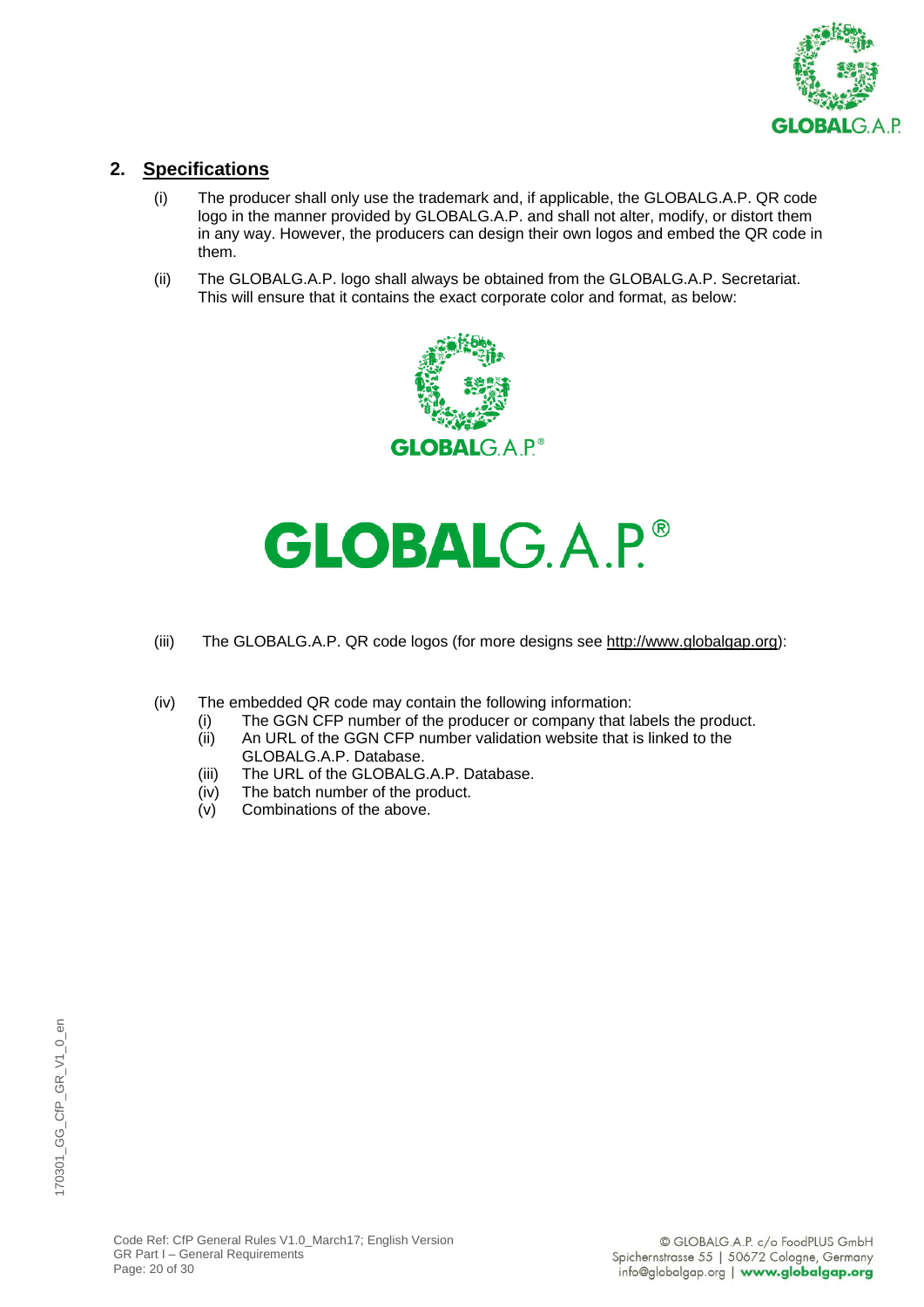## 2. Specifications

(i) The producer shall only use the trademark and, if applicable, the GLOBALG.A.P. QR code logo in the manner provided by GLOBALG.A.P. and shall not alter, modify, or distort them in any way. However, the producers can design their own logos and embed the QR code in them.

(ii) The GLOBALG.A.P. logo shall always be obtained from the GLOBALG.A.P. Secretariat. This will ensure that it contains the exact corporate color and format, as below:

(iii) The GLOBALG.A.P. QR code logos (for more designs see http://www.globalgap.org):

(iv) The embedded QR code may contain the following information:
   - (i) The GGN CFP number of the producer or company that labels the product.
   - (ii) An URL of the GGN CFP number validation website that is linked to the GLOBALG.A.P. Database.
   - (iii) The URL of the GLOBALG.A.P. Database.
   - (iv) The batch number of the product.
   - (v) Combinations of the above.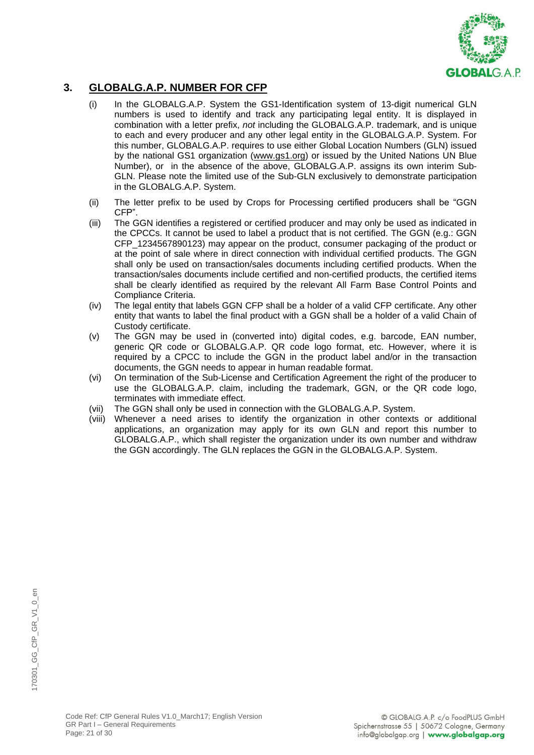## 3. GLOBALG.A.P. NUMBER FOR CFP

(i) In the GLOBALG.A.P. System the GS1-Identification system of 13-digit numerical GLN numbers is used to identify and track any participating legal entity. It is displayed in combination with a letter prefix, *not* including the GLOBALG.A.P. trademark, and is unique to each and every producer and any other legal entity in the GLOBALG.A.P. System. For this number, GLOBALG.A.P. requires to use either Global Location Numbers (GLN) issued by the national GS1 organization (www.gs1.org) or issued by the United Nations UN Blue Number), or in the absence of the above, GLOBALG.A.P. assigns its own interim Sub-GLN. Please note the limited use of the Sub-GLN exclusively to demonstrate participation in the GLOBALG.A.P. System.

(ii) The letter prefix to be used by Crops for Processing certified producers shall be "GGN CFP".

(iii) The GGN identifies a registered or certified producer and may only be used as indicated in the CPCCs. It cannot be used to label a product that is not certified. The GGN (e.g.: GGN CFP_1234567890123) may appear on the product, consumer packaging of the product or at the point of sale where in direct connection with individual certified products. The GGN shall only be used on transaction/sales documents including certified products. When the transaction/sales documents include certified and non-certified products, the certified items shall be clearly identified as required by the relevant All Farm Base Control Points and Compliance Criteria.

(iv) The legal entity that labels GGN CFP shall be a holder of a valid CFP certificate. Any other entity that wants to label the final product with a GGN shall be a holder of a valid Chain of Custody certificate.

(v) The GGN may be used in (converted into) digital codes, e.g. barcode, EAN number, generic QR code or GLOBALG.A.P. QR code logo format, etc. However, where it is required by a CPCC to include the GGN in the product label and/or in the transaction documents, the GGN needs to appear in human readable format.

(vi) On termination of the Sub-License and Certification Agreement the right of the producer to use the GLOBALG.A.P. claim, including the trademark, GGN, or the QR code logo, terminates with immediate effect.

(vii) The GGN shall only be used in connection with the GLOBALG.A.P. System.

(viii) Whenever a need arises to identify the organization in other contexts or additional applications, an organization may apply for its own GLN and report this number to GLOBALG.A.P., which shall register the organization under its own number and withdraw the GGN accordingly. The GLN replaces the GGN in the GLOBALG.A.P. System.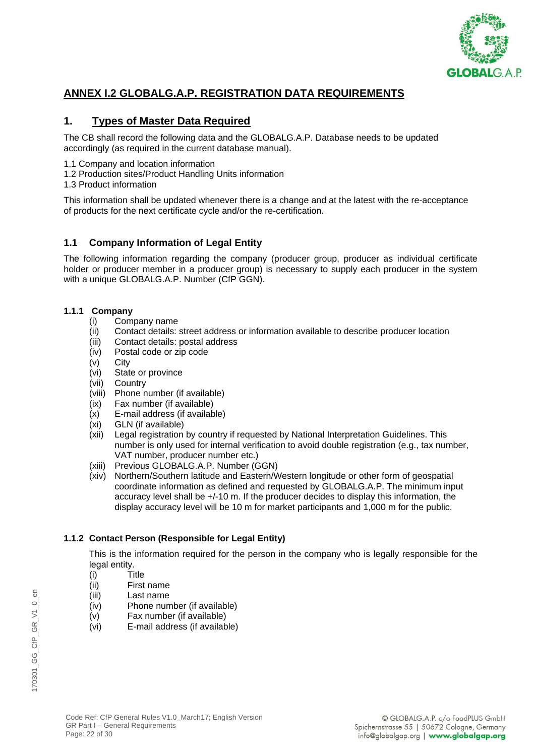# ANNEX I.2 GLOBALG.A.P. REGISTRATION DATA REQUIREMENTS

## 1. Types of Master Data Required

The CB shall record the following data and the GLOBALG.A.P. Database needs to be updated accordingly (as required in the current database manual).

1.1 Company and location information
1.2 Production sites/Product Handling Units information
1.3 Product information

This information shall be updated whenever there is a change and at the latest with the re-acceptance of products for the next certificate cycle and/or the re-certification.

### 1.1 Company Information of Legal Entity

The following information regarding the company (producer group, producer as individual certificate holder or producer member in a producer group) is necessary to supply each producer in the system with a unique GLOBALG.A.P. Number (CfP GGN).

#### 1.1.1 Company

(i) Company name
(ii) Contact details: street address or information available to describe producer location
(iii) Contact details: postal address
(iv) Postal code or zip code
(v) City
(vi) State or province
(vii) Country
(viii) Phone number (if available)
(ix) Fax number (if available)
(x) E-mail address (if available)
(xi) GLN (if available)
(xii) Legal registration by country if requested by National Interpretation Guidelines. This number is only used for internal verification to avoid double registration (e.g., tax number, VAT number, producer number etc.)
(xiii) Previous GLOBALG.A.P. Number (GGN)
(xiv) Northern/Southern latitude and Eastern/Western longitude or other form of geospatial coordinate information as defined and requested by GLOBALG.A.P. The minimum input accuracy level shall be +/-10 m. If the producer decides to display this information, the display accuracy level will be 10 m for market participants and 1,000 m for the public.

#### 1.1.2 Contact Person (Responsible for Legal Entity)

This is the information required for the person in the company who is legally responsible for the legal entity.

(i) Title
(ii) First name
(iii) Last name
(iv) Phone number (if available)
(v) Fax number (if available)
(vi) E-mail address (if available)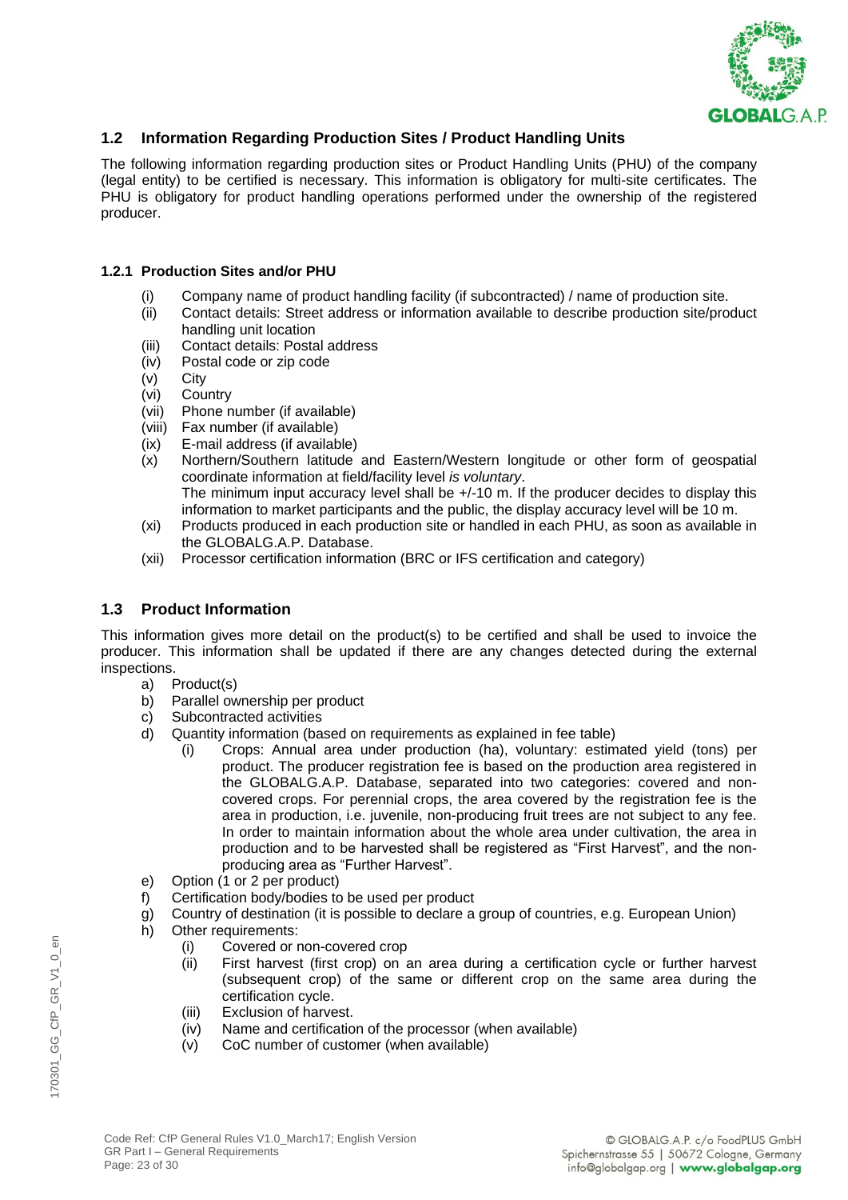## 1.2 Information Regarding Production Sites / Product Handling Units

The following information regarding production sites or Product Handling Units (PHU) of the company (legal entity) to be certified is necessary. This information is obligatory for multi-site certificates. The PHU is obligatory for product handling operations performed under the ownership of the registered producer.

### 1.2.1 Production Sites and/or PHU

- (i) Company name of product handling facility (if subcontracted) / name of production site.
- (ii) Contact details: Street address or information available to describe production site/product handling unit location
- (iii) Contact details: Postal address
- (iv) Postal code or zip code
- (v) City
- (vi) Country
- (vii) Phone number (if available)
- (viii) Fax number (if available)
- (ix) E-mail address (if available)
- (x) Northern/Southern latitude and Eastern/Western longitude or other form of geospatial coordinate information at field/facility level *is voluntary*.
  The minimum input accuracy level shall be +/-10 m. If the producer decides to display this information to market participants and the public, the display accuracy level will be 10 m.
- (xi) Products produced in each production site or handled in each PHU, as soon as available in the GLOBALG.A.P. Database.
- (xii) Processor certification information (BRC or IFS certification and category)

## 1.3 Product Information

This information gives more detail on the product(s) to be certified and shall be used to invoice the producer. This information shall be updated if there are any changes detected during the external inspections.

- a) Product(s)
- b) Parallel ownership per product
- c) Subcontracted activities
- d) Quantity information (based on requirements as explained in fee table)
  - (i) Crops: Annual area under production (ha), voluntary: estimated yield (tons) per product. The producer registration fee is based on the production area registered in the GLOBALG.A.P. Database, separated into two categories: covered and non-covered crops. For perennial crops, the area covered by the registration fee is the area in production, i.e. juvenile, non-producing fruit trees are not subject to any fee. In order to maintain information about the whole area under cultivation, the area in production and to be harvested shall be registered as "First Harvest", and the non-producing area as "Further Harvest".
- e) Option (1 or 2 per product)
- f) Certification body/bodies to be used per product
- g) Country of destination (it is possible to declare a group of countries, e.g. European Union)
- h) Other requirements:
  - (i) Covered or non-covered crop
  - (ii) First harvest (first crop) on an area during a certification cycle or further harvest (subsequent crop) of the same or different crop on the same area during the certification cycle.
  - (iii) Exclusion of harvest.
  - (iv) Name and certification of the processor (when available)
  - (v) CoC number of customer (when available)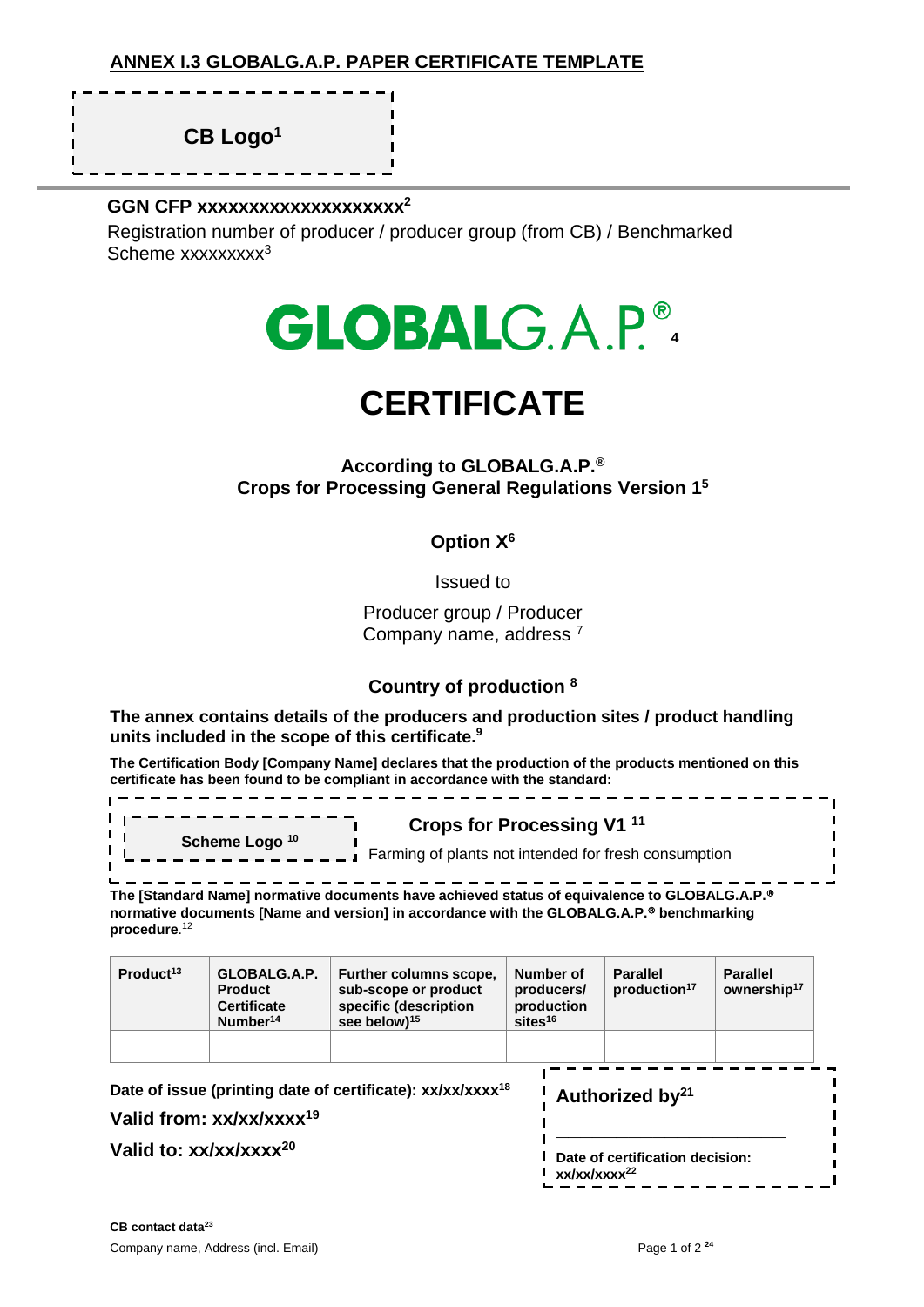## ANNEX I.3 GLOBALG.A.P. PAPER CERTIFICATE TEMPLATE

**CB Logo**[1]

**GGN CFP xxxxxxxxxxxxxxxxxxxxx**[2]

Registration number of producer / producer group (from CB) / Benchmarked Scheme xxxxxxxxx[3]

GLOBALG.A.P.® [4]

# CERTIFICATE

**According to GLOBALG.A.P.®**
**Crops for Processing General Regulations Version 1**[5]

**Option X**[6]

Issued to

Producer group / Producer
Company name, address [7]

**Country of production** [8]

**The annex contains details of the producers and production sites / product handling units included in the scope of this certificate.**[9]

**The Certification Body [Company Name] declares that the production of the products mentioned on this certificate has been found to be compliant in accordance with the standard:**

**Scheme Logo** [10]

**Crops for Processing V1** [11]

Farming of plants not intended for fresh consumption

**The [Standard Name] normative documents have achieved status of equivalence to GLOBALG.A.P.® normative documents [Name and version] in accordance with the GLOBALG.A.P.® benchmarking procedure**.[12]

| Product[13] | GLOBALG.A.P. Product Certificate Number[14] | Further columns scope, sub-scope or product specific (description see below)[15] | Number of producers/ production sites[16] | Parallel production[17] | Parallel ownership[17] |
|---|---|---|---|---|---|
| | | | | | |

**Date of issue (printing date of certificate): xx/xx/xxxx**[18]

**Valid from: xx/xx/xxxx**[19]

**Valid to: xx/xx/xxxx**[20]

**Authorized by**[21]

**Date of certification decision: xx/xx/xxxx**[22]

**CB contact data**[23]

Company name, Address (incl. Email)

Page 1 of 2 [24]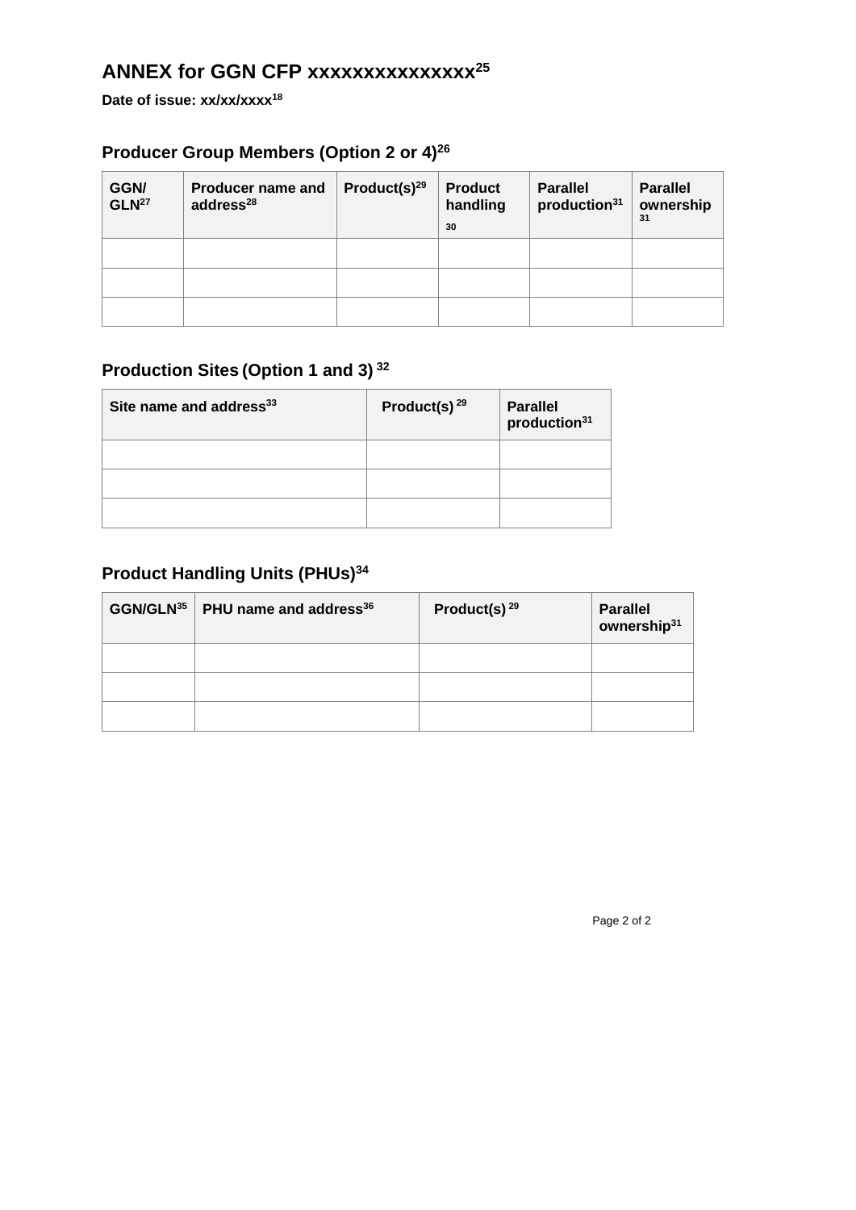## ANNEX for GGN CFP xxxxxxxxxxxxxxx[25]

**Date of issue: xx/xx/xxxx[18]**

### Producer Group Members (Option 2 or 4)[26]

| GGN/ GLN[27] | Producer name and address[28] | Product(s)[29] | Product handling [30] | Parallel production[31] | Parallel ownership [31] |
|---|---|---|---|---|---|
| | | | | | |
| | | | | | |
| | | | | | |

### Production Sites (Option 1 and 3) [32]

| Site name and address[33] | Product(s) [29] | Parallel production[31] |
|---|---|---|
| | | |
| | | |
| | | |

### Product Handling Units (PHUs)[34]

| GGN/GLN[35] | PHU name and address[36] | Product(s) [29] | Parallel ownership[31] |
|---|---|---|---|
| | | | |
| | | | |
| | | | |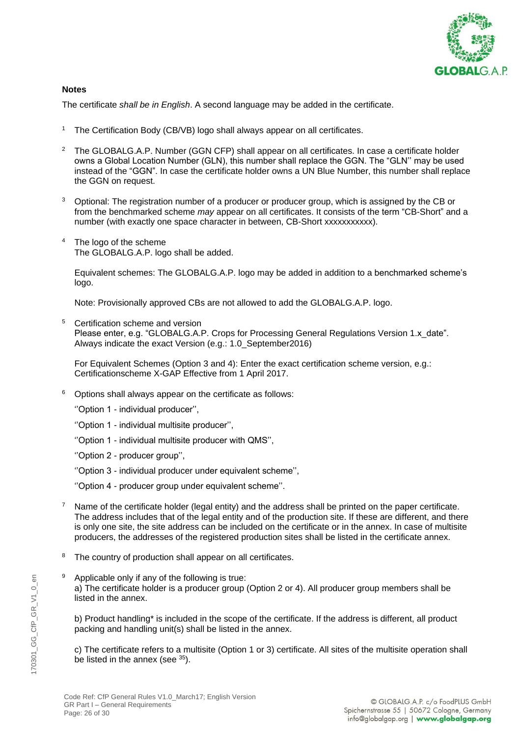**Notes**

The certificate *shall be in English*. A second language may be added in the certificate.

1. The Certification Body (CB/VB) logo shall always appear on all certificates.

2. The GLOBALG.A.P. Number (GGN CFP) shall appear on all certificates. In case a certificate holder owns a Global Location Number (GLN), this number shall replace the GGN. The "GLN'' may be used instead of the "GGN". In case the certificate holder owns a UN Blue Number, this number shall replace the GGN on request.

3. Optional: The registration number of a producer or producer group, which is assigned by the CB or from the benchmarked scheme *may* appear on all certificates. It consists of the term "CB-Short" and a number (with exactly one space character in between, CB-Short xxxxxxxxxxx).

4. The logo of the scheme
   The GLOBALG.A.P. logo shall be added.

   Equivalent schemes: The GLOBALG.A.P. logo may be added in addition to a benchmarked scheme's logo.

   Note: Provisionally approved CBs are not allowed to add the GLOBALG.A.P. logo.

5. Certification scheme and version
   Please enter, e.g. "GLOBALG.A.P. Crops for Processing General Regulations Version 1.x_date". Always indicate the exact Version (e.g.: 1.0_September2016)

   For Equivalent Schemes (Option 3 and 4): Enter the exact certification scheme version, e.g.: Certificationscheme X-GAP Effective from 1 April 2017.

6. Options shall always appear on the certificate as follows:

   ''Option 1 - individual producer'',

   ''Option 1 - individual multisite producer'',

   ''Option 1 - individual multisite producer with QMS'',

   ''Option 2 - producer group'',

   ''Option 3 - individual producer under equivalent scheme'',

   ''Option 4 - producer group under equivalent scheme''.

7. Name of the certificate holder (legal entity) and the address shall be printed on the paper certificate. The address includes that of the legal entity and of the production site. If these are different, and there is only one site, the site address can be included on the certificate or in the annex. In case of multisite producers, the addresses of the registered production sites shall be listed in the certificate annex.

8. The country of production shall appear on all certificates.

9. Applicable only if any of the following is true:
   a) The certificate holder is a producer group (Option 2 or 4). All producer group members shall be listed in the annex.

   b) Product handling* is included in the scope of the certificate. If the address is different, all product packing and handling unit(s) shall be listed in the annex.

   c) The certificate refers to a multisite (Option 1 or 3) certificate. All sites of the multisite operation shall be listed in the annex (see [35]).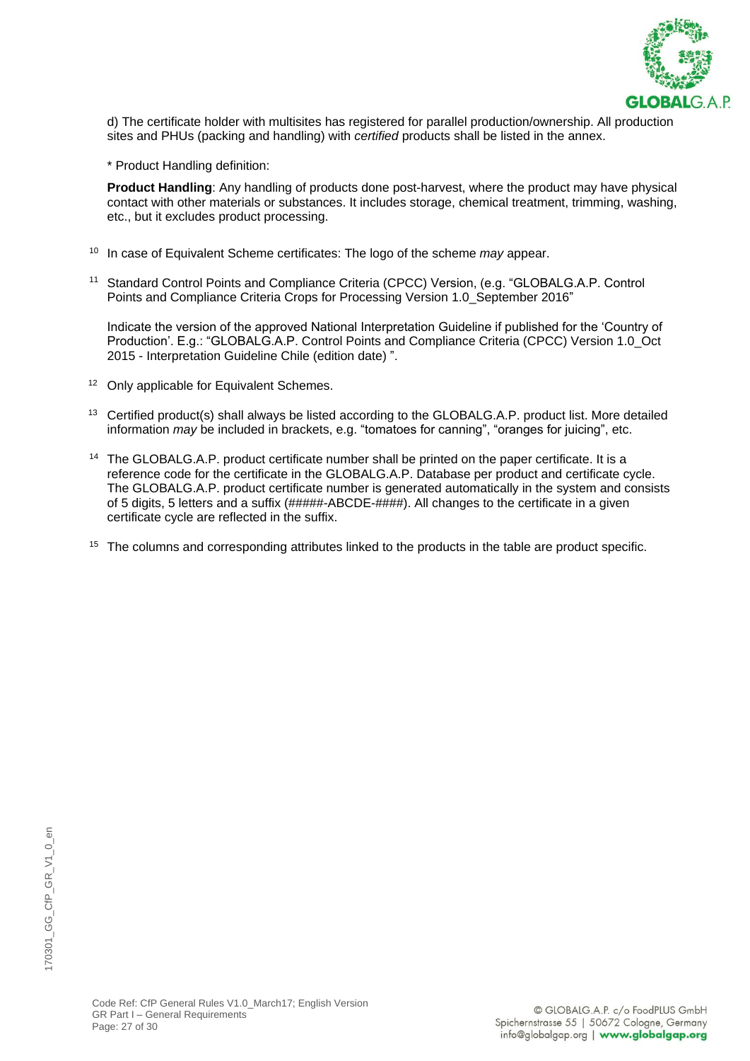d) The certificate holder with multisites has registered for parallel production/ownership. All production sites and PHUs (packing and handling) with *certified* products shall be listed in the annex.

\* Product Handling definition:

**Product Handling**: Any handling of products done post-harvest, where the product may have physical contact with other materials or substances. It includes storage, chemical treatment, trimming, washing, etc., but it excludes product processing.

[10] In case of Equivalent Scheme certificates: The logo of the scheme *may* appear.

[11] Standard Control Points and Compliance Criteria (CPCC) Version, (e.g. "GLOBALG.A.P. Control Points and Compliance Criteria Crops for Processing Version 1.0_September 2016"

Indicate the version of the approved National Interpretation Guideline if published for the 'Country of Production'. E.g.: "GLOBALG.A.P. Control Points and Compliance Criteria (CPCC) Version 1.0_Oct 2015 - Interpretation Guideline Chile (edition date) ".

[12] Only applicable for Equivalent Schemes.

[13] Certified product(s) shall always be listed according to the GLOBALG.A.P. product list. More detailed information *may* be included in brackets, e.g. "tomatoes for canning", "oranges for juicing", etc.

[14] The GLOBALG.A.P. product certificate number shall be printed on the paper certificate. It is a reference code for the certificate in the GLOBALG.A.P. Database per product and certificate cycle. The GLOBALG.A.P. product certificate number is generated automatically in the system and consists of 5 digits, 5 letters and a suffix (#####-ABCDE-####). All changes to the certificate in a given certificate cycle are reflected in the suffix.

[15] The columns and corresponding attributes linked to the products in the table are product specific.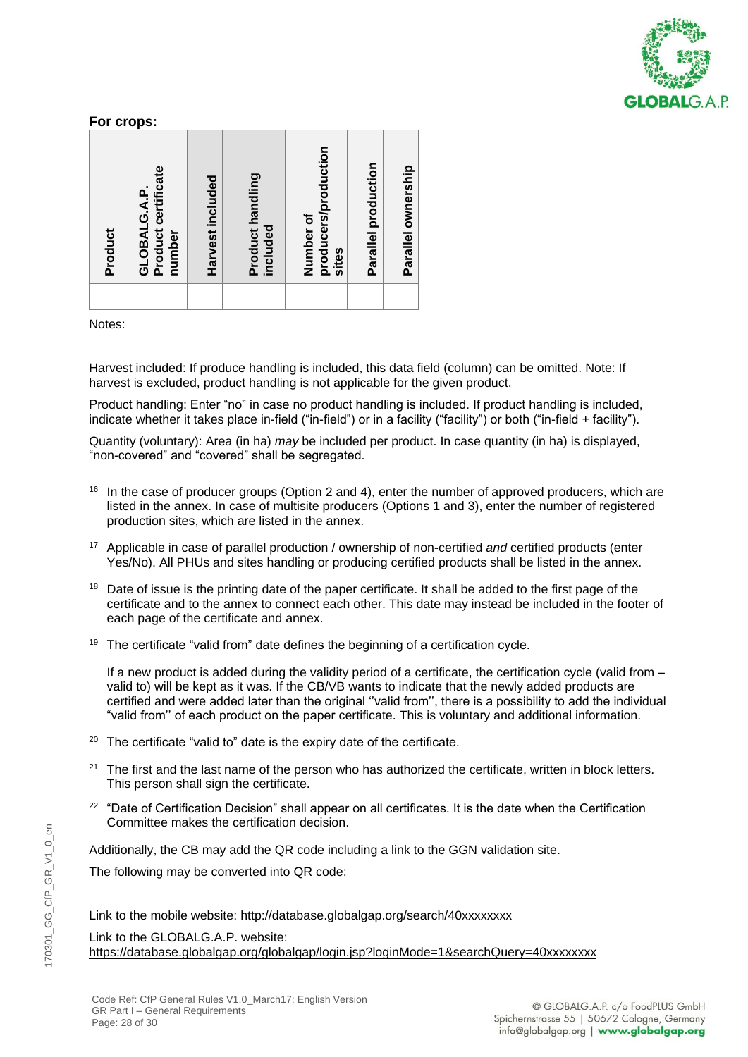**For crops:**

| Product | GLOBALG.A.P. Product certificate number | Harvest included | Product handling included | Number of producers/production sites | Parallel production | Parallel ownership |
|---|---|---|---|---|---|---|
| | | | | | | |

Notes:

Harvest included: If produce handling is included, this data field (column) can be omitted. Note: If harvest is excluded, product handling is not applicable for the given product.

Product handling: Enter "no" in case no product handling is included. If product handling is included, indicate whether it takes place in-field ("in-field") or in a facility ("facility") or both ("in-field + facility").

Quantity (voluntary): Area (in ha) *may* be included per product. In case quantity (in ha) is displayed, "non-covered" and "covered" shall be segregated.

[16] In the case of producer groups (Option 2 and 4), enter the number of approved producers, which are listed in the annex. In case of multisite producers (Options 1 and 3), enter the number of registered production sites, which are listed in the annex.

[17] Applicable in case of parallel production / ownership of non-certified *and* certified products (enter Yes/No). All PHUs and sites handling or producing certified products shall be listed in the annex.

[18] Date of issue is the printing date of the paper certificate. It shall be added to the first page of the certificate and to the annex to connect each other. This date may instead be included in the footer of each page of the certificate and annex.

[19] The certificate "valid from" date defines the beginning of a certification cycle.

If a new product is added during the validity period of a certificate, the certification cycle (valid from – valid to) will be kept as it was. If the CB/VB wants to indicate that the newly added products are certified and were added later than the original ''valid from'', there is a possibility to add the individual "valid from'' of each product on the paper certificate. This is voluntary and additional information.

[20] The certificate "valid to" date is the expiry date of the certificate.

[21] The first and the last name of the person who has authorized the certificate, written in block letters. This person shall sign the certificate.

[22] "Date of Certification Decision" shall appear on all certificates. It is the date when the Certification Committee makes the certification decision.

Additionally, the CB may add the QR code including a link to the GGN validation site.

The following may be converted into QR code:

Link to the mobile website: http://database.globalgap.org/search/40xxxxxxxx

Link to the GLOBALG.A.P. website:
https://database.globalgap.org/globalgap/login.jsp?loginMode=1&searchQuery=40xxxxxxxx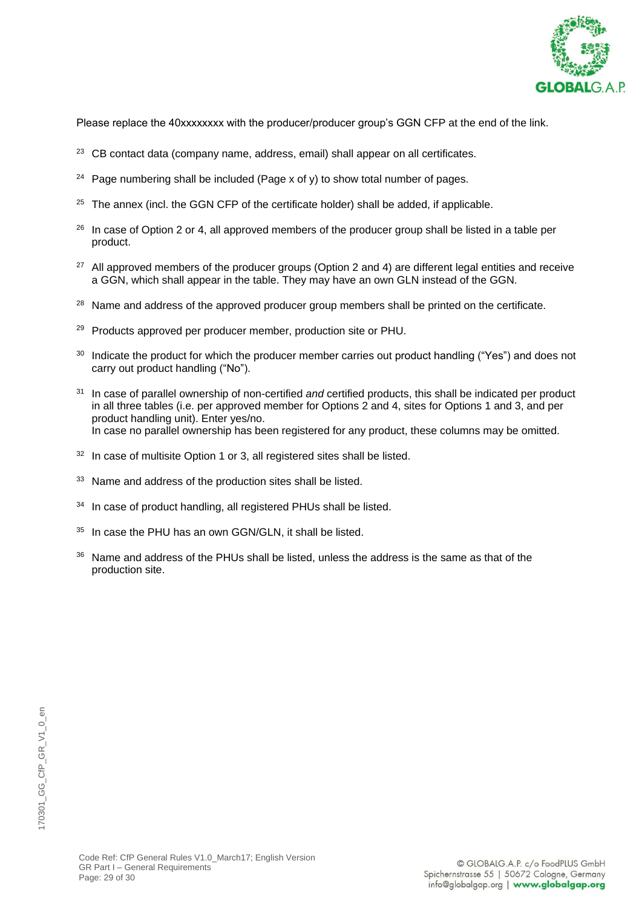Please replace the 40xxxxxxxx with the producer/producer group's GGN CFP at the end of the link.

[23] CB contact data (company name, address, email) shall appear on all certificates.

[24] Page numbering shall be included (Page x of y) to show total number of pages.

[25] The annex (incl. the GGN CFP of the certificate holder) shall be added, if applicable.

[26] In case of Option 2 or 4, all approved members of the producer group shall be listed in a table per product.

[27] All approved members of the producer groups (Option 2 and 4) are different legal entities and receive a GGN, which shall appear in the table. They may have an own GLN instead of the GGN.

[28] Name and address of the approved producer group members shall be printed on the certificate.

[29] Products approved per producer member, production site or PHU.

[30] Indicate the product for which the producer member carries out product handling ("Yes") and does not carry out product handling ("No").

[31] In case of parallel ownership of non-certified *and* certified products, this shall be indicated per product in all three tables (i.e. per approved member for Options 2 and 4, sites for Options 1 and 3, and per product handling unit). Enter yes/no.
In case no parallel ownership has been registered for any product, these columns may be omitted.

[32] In case of multisite Option 1 or 3, all registered sites shall be listed.

[33] Name and address of the production sites shall be listed.

[34] In case of product handling, all registered PHUs shall be listed.

[35] In case the PHU has an own GGN/GLN, it shall be listed.

[36] Name and address of the PHUs shall be listed, unless the address is the same as that of the production site.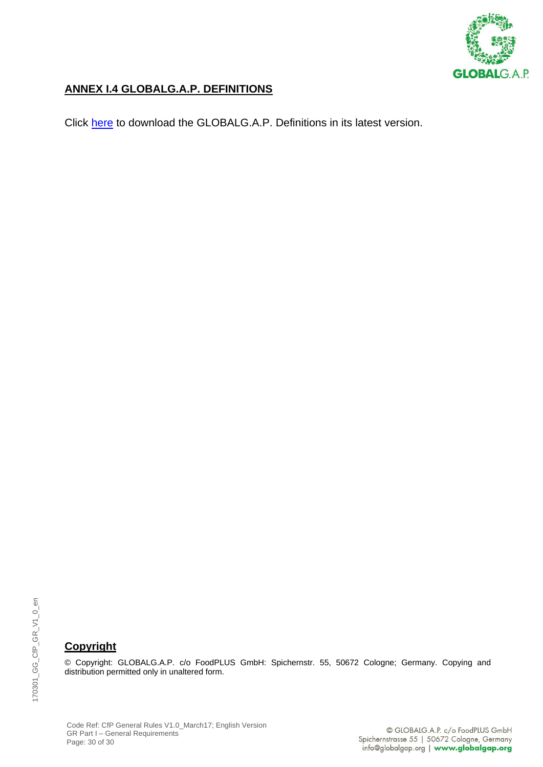## ANNEX I.4 GLOBALG.A.P. DEFINITIONS

Click here to download the GLOBALG.A.P. Definitions in its latest version.

## Copyright

© Copyright: GLOBALG.A.P. c/o FoodPLUS GmbH: Spichernstr. 55, 50672 Cologne; Germany. Copying and distribution permitted only in unaltered form.